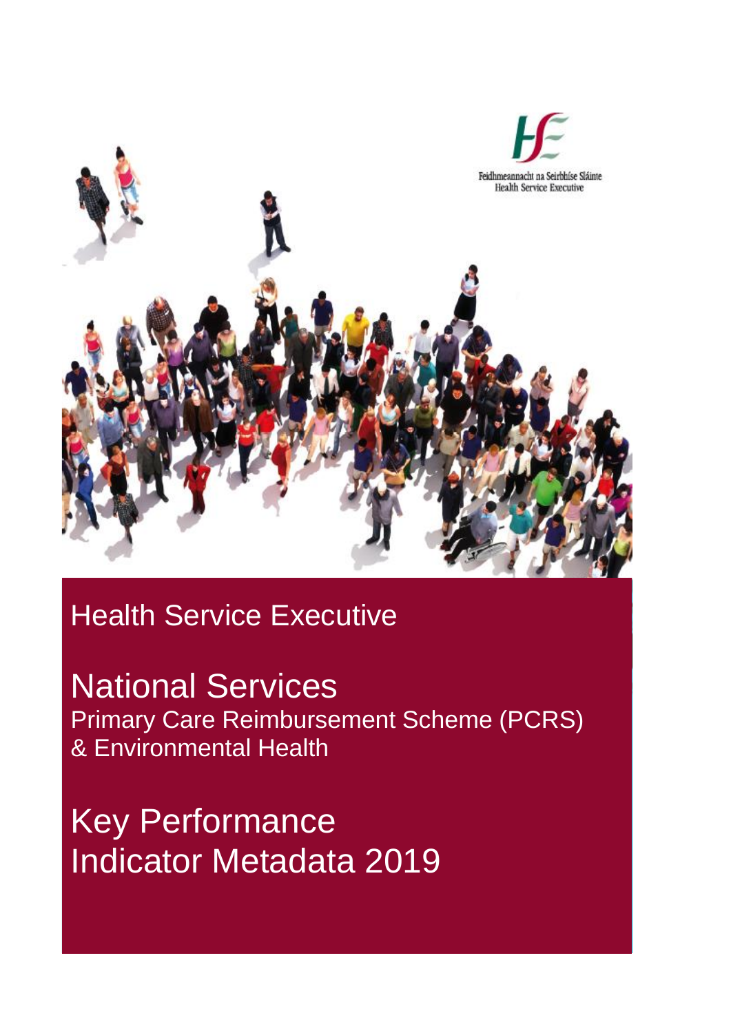Feidhmeannacht na Seirbhíse Sláinte
Health Service Executive

# Health Service Executive

# National Services

## Primary Care Reimbursement Scheme (PCRS) & Environmental Health

# Key Performance Indicator Metadata 2019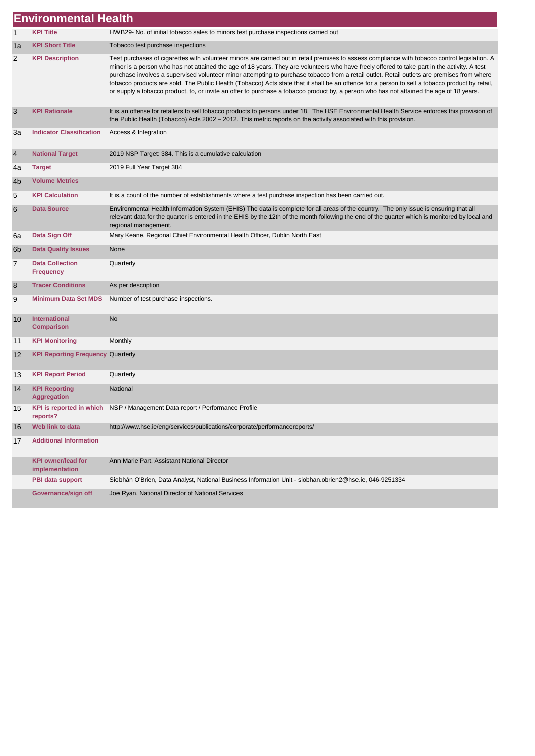# Environmental Health

| | | |
|---|---|---|
| 1 | **KPI Title** | HWB29- No. of initial tobacco sales to minors test purchase inspections carried out |
| 1a | **KPI Short Title** | Tobacco test purchase inspections |
| 2 | **KPI Description** | Test purchases of cigarettes with volunteer minors are carried out in retail premises to assess compliance with tobacco control legislation. A minor is a person who has not attained the age of 18 years. They are volunteers who have freely offered to take part in the activity. A test purchase involves a supervised volunteer minor attempting to purchase tobacco from a retail outlet. Retail outlets are premises from where tobacco products are sold. The Public Health (Tobacco) Acts state that it shall be an offence for a person to sell a tobacco product by retail, or supply a tobacco product, to, or invite an offer to purchase a tobacco product by, a person who has not attained the age of 18 years. |
| 3 | **KPI Rationale** | It is an offense for retailers to sell tobacco products to persons under 18. The HSE Environmental Health Service enforces this provision of the Public Health (Tobacco) Acts 2002 – 2012. This metric reports on the activity associated with this provision. |
| 3a | **Indicator Classification** | Access & Integration |
| 4 | **National Target** | 2019 NSP Target: 384. This is a cumulative calculation |
| 4a | **Target** | 2019 Full Year Target 384 |
| 4b | **Volume Metrics** | |
| 5 | **KPI Calculation** | It is a count of the number of establishments where a test purchase inspection has been carried out. |
| 6 | **Data Source** | Environmental Health Information System (EHIS) The data is complete for all areas of the country. The only issue is ensuring that all relevant data for the quarter is entered in the EHIS by the 12th of the month following the end of the quarter which is monitored by local and regional management. |
| 6a | **Data Sign Off** | Mary Keane, Regional Chief Environmental Health Officer, Dublin North East |
| 6b | **Data Quality Issues** | None |
| 7 | **Data Collection Frequency** | Quarterly |
| 8 | **Tracer Conditions** | As per description |
| 9 | **Minimum Data Set MDS** | Number of test purchase inspections. |
| 10 | **International Comparison** | No |
| 11 | **KPI Monitoring** | Monthly |
| 12 | **KPI Reporting Frequency** | Quarterly |
| 13 | **KPI Report Period** | Quarterly |
| 14 | **KPI Reporting Aggregation** | National |
| 15 | **KPI is reported in which reports?** | NSP / Management Data report / Performance Profile |
| 16 | **Web link to data** | http://www.hse.ie/eng/services/publications/corporate/performancereports/ |
| 17 | **Additional Information** | |
| | **KPI owner/lead for implementation** | Ann Marie Part, Assistant National Director |
| | **PBI data support** | Siobhán O'Brien, Data Analyst, National Business Information Unit - siobhan.obrien2@hse.ie, 046-9251334 |
| | **Governance/sign off** | Joe Ryan, National Director of National Services |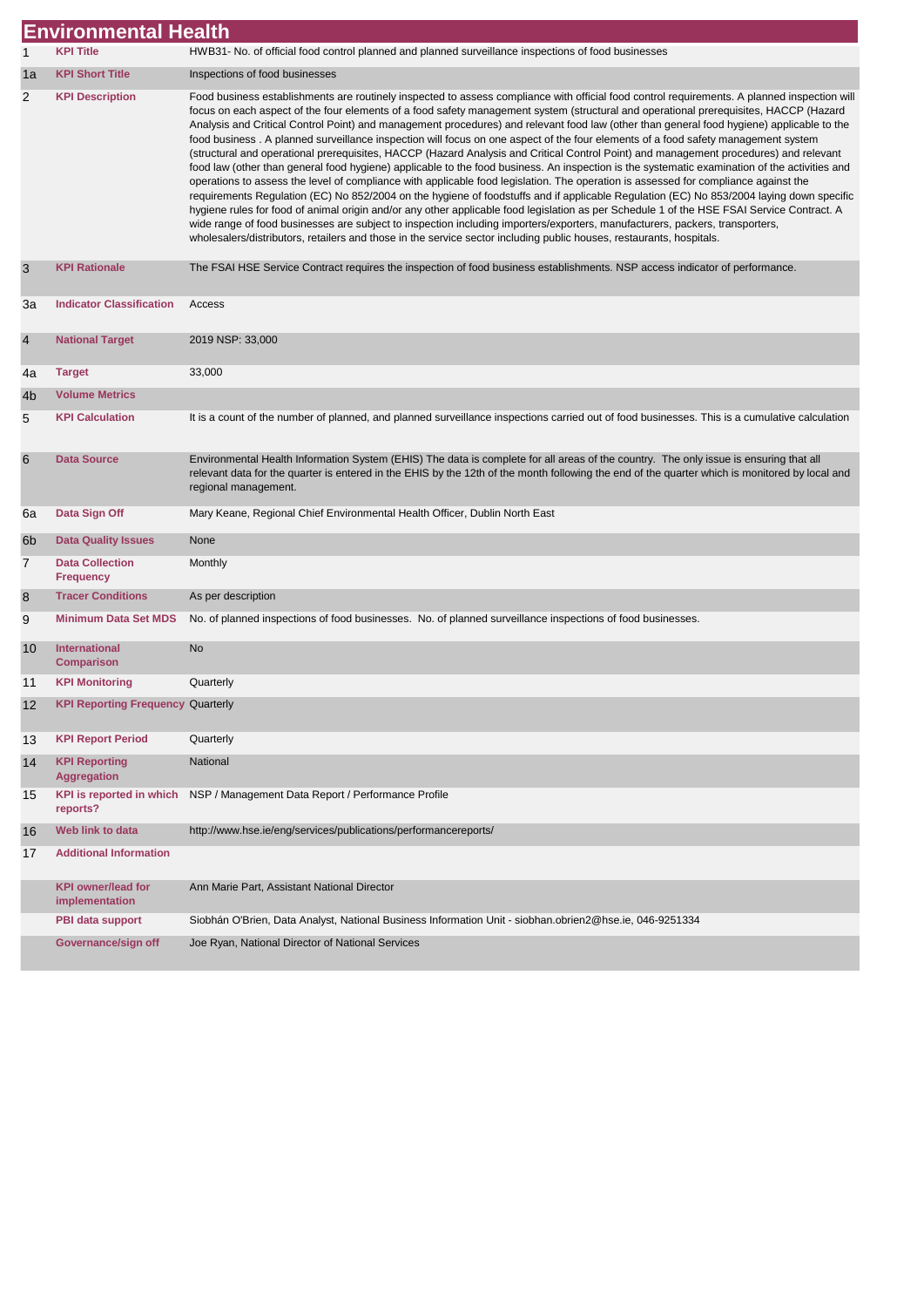# Environmental Health

| | | |
|---|---|---|
| 1 | **KPI Title** | HWB31- No. of official food control planned and planned surveillance inspections of food businesses |
| 1a | **KPI Short Title** | Inspections of food businesses |
| 2 | **KPI Description** | Food business establishments are routinely inspected to assess compliance with official food control requirements. A planned inspection will focus on each aspect of the four elements of a food safety management system (structural and operational prerequisites, HACCP (Hazard Analysis and Critical Control Point) and management procedures) and relevant food law (other than general food hygiene) applicable to the food business . A planned surveillance inspection will focus on one aspect of the four elements of a food safety management system (structural and operational prerequisites, HACCP (Hazard Analysis and Critical Control Point) and management procedures) and relevant food law (other than general food hygiene) applicable to the food business. An inspection is the systematic examination of the activities and operations to assess the level of compliance with applicable food legislation. The operation is assessed for compliance against the requirements Regulation (EC) No 852/2004 on the hygiene of foodstuffs and if applicable Regulation (EC) No 853/2004 laying down specific hygiene rules for food of animal origin and/or any other applicable food legislation as per Schedule 1 of the HSE FSAI Service Contract. A wide range of food businesses are subject to inspection including importers/exporters, manufacturers, packers, transporters, wholesalers/distributors, retailers and those in the service sector including public houses, restaurants, hospitals. |
| 3 | **KPI Rationale** | The FSAI HSE Service Contract requires the inspection of food business establishments. NSP access indicator of performance. |
| 3a | **Indicator Classification** | Access |
| 4 | **National Target** | 2019 NSP: 33,000 |
| 4a | **Target** | 33,000 |
| 4b | **Volume Metrics** | |
| 5 | **KPI Calculation** | It is a count of the number of planned, and planned surveillance inspections carried out of food businesses. This is a cumulative calculation |
| 6 | **Data Source** | Environmental Health Information System (EHIS) The data is complete for all areas of the country. The only issue is ensuring that all relevant data for the quarter is entered in the EHIS by the 12th of the month following the end of the quarter which is monitored by local and regional management. |
| 6a | **Data Sign Off** | Mary Keane, Regional Chief Environmental Health Officer, Dublin North East |
| 6b | **Data Quality Issues** | None |
| 7 | **Data Collection Frequency** | Monthly |
| 8 | **Tracer Conditions** | As per description |
| 9 | **Minimum Data Set MDS** | No. of planned inspections of food businesses. No. of planned surveillance inspections of food businesses. |
| 10 | **International Comparison** | No |
| 11 | **KPI Monitoring** | Quarterly |
| 12 | **KPI Reporting Frequency** | Quarterly |
| 13 | **KPI Report Period** | Quarterly |
| 14 | **KPI Reporting Aggregation** | National |
| 15 | **KPI is reported in which reports?** | NSP / Management Data Report / Performance Profile |
| 16 | **Web link to data** | http://www.hse.ie/eng/services/publications/performancereports/ |
| 17 | **Additional Information** | |
| | **KPI owner/lead for implementation** | Ann Marie Part, Assistant National Director |
| | **PBI data support** | Siobhán O'Brien, Data Analyst, National Business Information Unit - siobhan.obrien2@hse.ie, 046-9251334 |
| | **Governance/sign off** | Joe Ryan, National Director of National Services |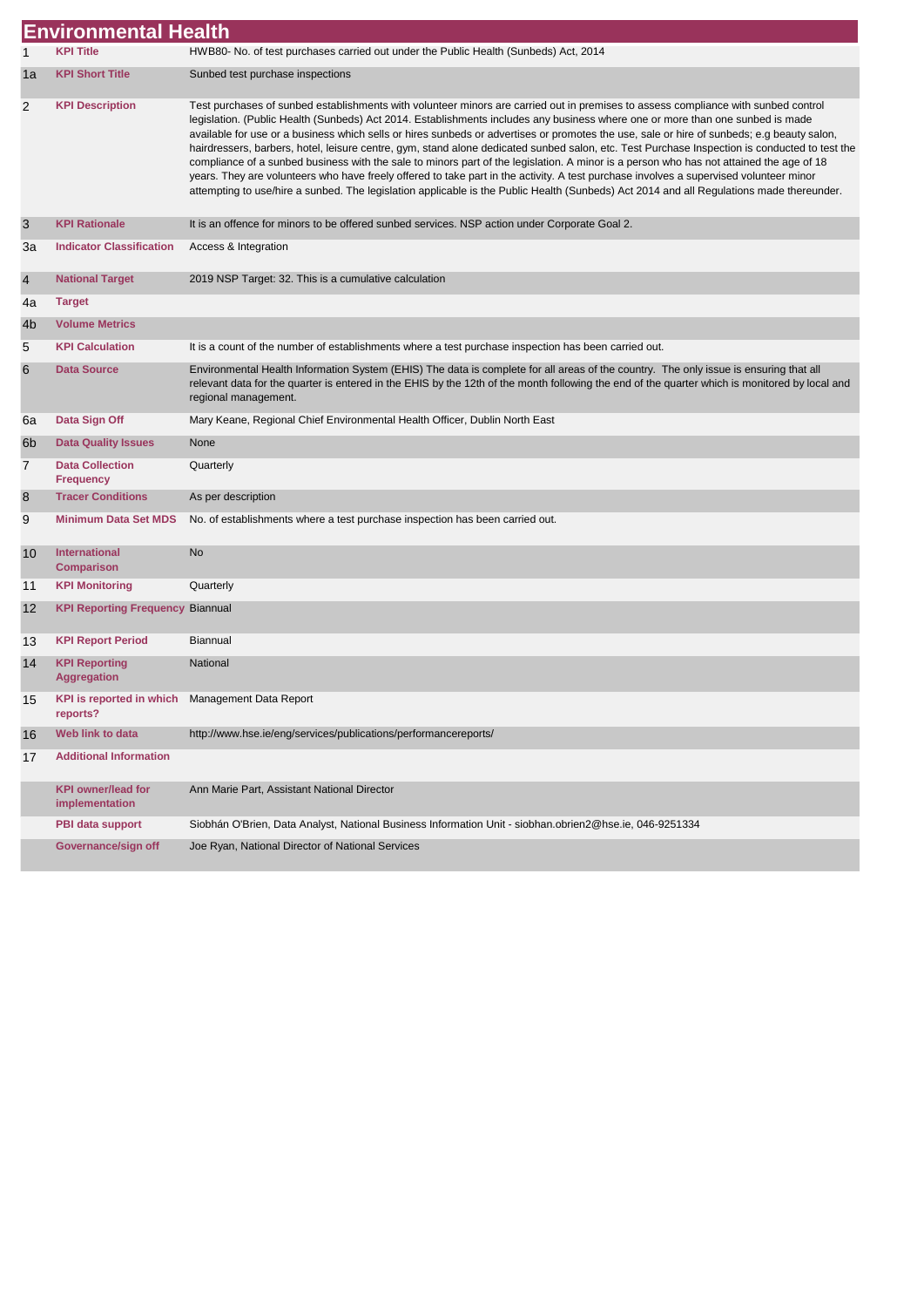# Environmental Health

| | | |
|---|---|---|
| 1 | **KPI Title** | HWB80- No. of test purchases carried out under the Public Health (Sunbeds) Act, 2014 |
| 1a | **KPI Short Title** | Sunbed test purchase inspections |
| 2 | **KPI Description** | Test purchases of sunbed establishments with volunteer minors are carried out in premises to assess compliance with sunbed control legislation. (Public Health (Sunbeds) Act 2014. Establishments includes any business where one or more than one sunbed is made available for use or a business which sells or hires sunbeds or advertises or promotes the use, sale or hire of sunbeds; e.g beauty salon, hairdressers, barbers, hotel, leisure centre, gym, stand alone dedicated sunbed salon, etc. Test Purchase Inspection is conducted to test the compliance of a sunbed business with the sale to minors part of the legislation. A minor is a person who has not attained the age of 18 years. They are volunteers who have freely offered to take part in the activity. A test purchase involves a supervised volunteer minor attempting to use/hire a sunbed. The legislation applicable is the Public Health (Sunbeds) Act 2014 and all Regulations made thereunder. |
| 3 | **KPI Rationale** | It is an offence for minors to be offered sunbed services. NSP action under Corporate Goal 2. |
| 3a | **Indicator Classification** | Access & Integration |
| 4 | **National Target** | 2019 NSP Target: 32. This is a cumulative calculation |
| 4a | **Target** | |
| 4b | **Volume Metrics** | |
| 5 | **KPI Calculation** | It is a count of the number of establishments where a test purchase inspection has been carried out. |
| 6 | **Data Source** | Environmental Health Information System (EHIS) The data is complete for all areas of the country. The only issue is ensuring that all relevant data for the quarter is entered in the EHIS by the 12th of the month following the end of the quarter which is monitored by local and regional management. |
| 6a | **Data Sign Off** | Mary Keane, Regional Chief Environmental Health Officer, Dublin North East |
| 6b | **Data Quality Issues** | None |
| 7 | **Data Collection Frequency** | Quarterly |
| 8 | **Tracer Conditions** | As per description |
| 9 | **Minimum Data Set MDS** | No. of establishments where a test purchase inspection has been carried out. |
| 10 | **International Comparison** | No |
| 11 | **KPI Monitoring** | Quarterly |
| 12 | **KPI Reporting Frequency** | Biannual |
| 13 | **KPI Report Period** | Biannual |
| 14 | **KPI Reporting Aggregation** | National |
| 15 | **KPI is reported in which reports?** | Management Data Report |
| 16 | **Web link to data** | http://www.hse.ie/eng/services/publications/performancereports/ |
| 17 | **Additional Information** | |
| | **KPI owner/lead for implementation** | Ann Marie Part, Assistant National Director |
| | **PBI data support** | Siobhán O'Brien, Data Analyst, National Business Information Unit - siobhan.obrien2@hse.ie, 046-9251334 |
| | **Governance/sign off** | Joe Ryan, National Director of National Services |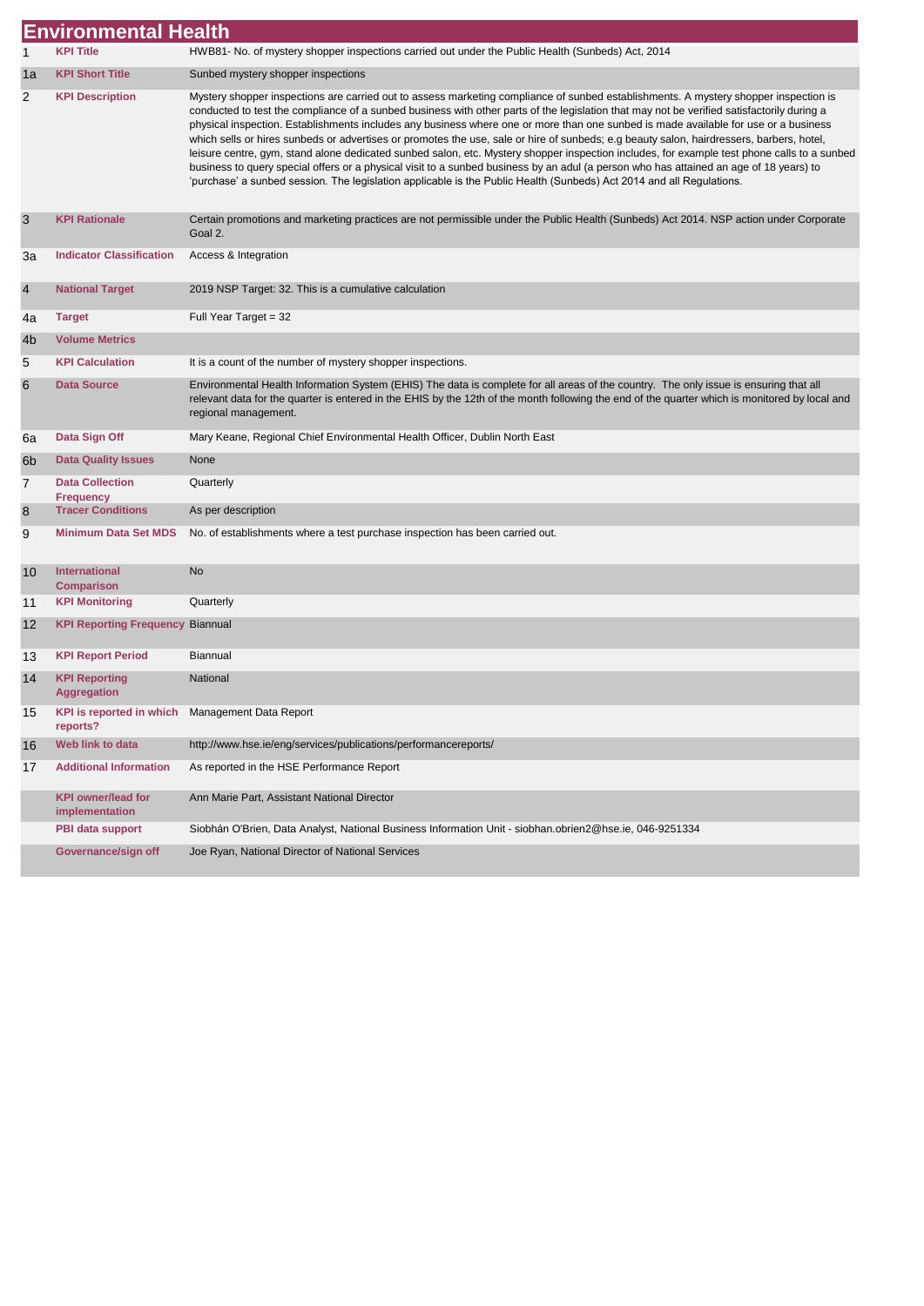# Environmental Health

| | | |
|---|---|---|
| 1 | **KPI Title** | HWB81- No. of mystery shopper inspections carried out under the Public Health (Sunbeds) Act, 2014 |
| 1a | **KPI Short Title** | Sunbed mystery shopper inspections |
| 2 | **KPI Description** | Mystery shopper inspections are carried out to assess marketing compliance of sunbed establishments. A mystery shopper inspection is conducted to test the compliance of a sunbed business with other parts of the legislation that may not be verified satisfactorily during a physical inspection. Establishments includes any business where one or more than one sunbed is made available for use or a business which sells or hires sunbeds or advertises or promotes the use, sale or hire of sunbeds; e.g beauty salon, hairdressers, barbers, hotel, leisure centre, gym, stand alone dedicated sunbed salon, etc. Mystery shopper inspection includes, for example test phone calls to a sunbed business to query special offers or a physical visit to a sunbed business by an adul (a person who has attained an age of 18 years) to 'purchase' a sunbed session. The legislation applicable is the Public Health (Sunbeds) Act 2014 and all Regulations. |
| 3 | **KPI Rationale** | Certain promotions and marketing practices are not permissible under the Public Health (Sunbeds) Act 2014. NSP action under Corporate Goal 2. |
| 3a | **Indicator Classification** | Access & Integration |
| 4 | **National Target** | 2019 NSP Target: 32. This is a cumulative calculation |
| 4a | **Target** | Full Year Target = 32 |
| 4b | **Volume Metrics** | |
| 5 | **KPI Calculation** | It is a count of the number of mystery shopper inspections. |
| 6 | **Data Source** | Environmental Health Information System (EHIS) The data is complete for all areas of the country. The only issue is ensuring that all relevant data for the quarter is entered in the EHIS by the 12th of the month following the end of the quarter which is monitored by local and regional management. |
| 6a | **Data Sign Off** | Mary Keane, Regional Chief Environmental Health Officer, Dublin North East |
| 6b | **Data Quality Issues** | None |
| 7 | **Data Collection Frequency** | Quarterly |
| 8 | **Tracer Conditions** | As per description |
| 9 | **Minimum Data Set MDS** | No. of establishments where a test purchase inspection has been carried out. |
| 10 | **International Comparison** | No |
| 11 | **KPI Monitoring** | Quarterly |
| 12 | **KPI Reporting Frequency** | Biannual |
| 13 | **KPI Report Period** | Biannual |
| 14 | **KPI Reporting Aggregation** | National |
| 15 | **KPI is reported in which reports?** | Management Data Report |
| 16 | **Web link to data** | http://www.hse.ie/eng/services/publications/performancereports/ |
| 17 | **Additional Information** | As reported in the HSE Performance Report |
| | **KPI owner/lead for implementation** | Ann Marie Part, Assistant National Director |
| | **PBI data support** | Siobhán O'Brien, Data Analyst, National Business Information Unit - siobhan.obrien2@hse.ie, 046-9251334 |
| | **Governance/sign off** | Joe Ryan, National Director of National Services |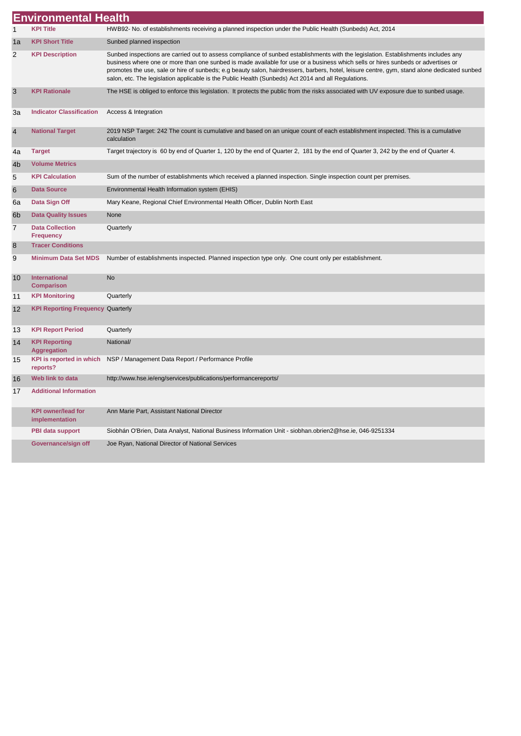# Environmental Health

| | | |
|---|---|---|
| 1 | **KPI Title** | HWB92- No. of establishments receiving a planned inspection under the Public Health (Sunbeds) Act, 2014 |
| 1a | **KPI Short Title** | Sunbed planned inspection |
| 2 | **KPI Description** | Sunbed inspections are carried out to assess compliance of sunbed establishments with the legislation. Establishments includes any business where one or more than one sunbed is made available for use or a business which sells or hires sunbeds or advertises or promotes the use, sale or hire of sunbeds; e.g beauty salon, hairdressers, barbers, hotel, leisure centre, gym, stand alone dedicated sunbed salon, etc. The legislation applicable is the Public Health (Sunbeds) Act 2014 and all Regulations. |
| 3 | **KPI Rationale** | The HSE is obliged to enforce this legislation. It protects the public from the risks associated with UV exposure due to sunbed usage. |
| 3a | **Indicator Classification** | Access & Integration |
| 4 | **National Target** | 2019 NSP Target: 242 The count is cumulative and based on an unique count of each establishment inspected. This is a cumulative calculation |
| 4a | **Target** | Target trajectory is 60 by end of Quarter 1, 120 by the end of Quarter 2, 181 by the end of Quarter 3, 242 by the end of Quarter 4. |
| 4b | **Volume Metrics** | |
| 5 | **KPI Calculation** | Sum of the number of establishments which received a planned inspection. Single inspection count per premises. |
| 6 | **Data Source** | Environmental Health Information system (EHIS) |
| 6a | **Data Sign Off** | Mary Keane, Regional Chief Environmental Health Officer, Dublin North East |
| 6b | **Data Quality Issues** | None |
| 7 | **Data Collection Frequency** | Quarterly |
| 8 | **Tracer Conditions** | |
| 9 | **Minimum Data Set MDS** | Number of establishments inspected. Planned inspection type only. One count only per establishment. |
| 10 | **International Comparison** | No |
| 11 | **KPI Monitoring** | Quarterly |
| 12 | **KPI Reporting Frequency** | Quarterly |
| 13 | **KPI Report Period** | Quarterly |
| 14 | **KPI Reporting Aggregation** | National/ |
| 15 | **KPI is reported in which reports?** | NSP / Management Data Report / Performance Profile |
| 16 | **Web link to data** | http://www.hse.ie/eng/services/publications/performancereports/ |
| 17 | **Additional Information** | |
| | **KPI owner/lead for implementation** | Ann Marie Part, Assistant National Director |
| | **PBI data support** | Siobhán O'Brien, Data Analyst, National Business Information Unit - siobhan.obrien2@hse.ie, 046-9251334 |
| | **Governance/sign off** | Joe Ryan, National Director of National Services |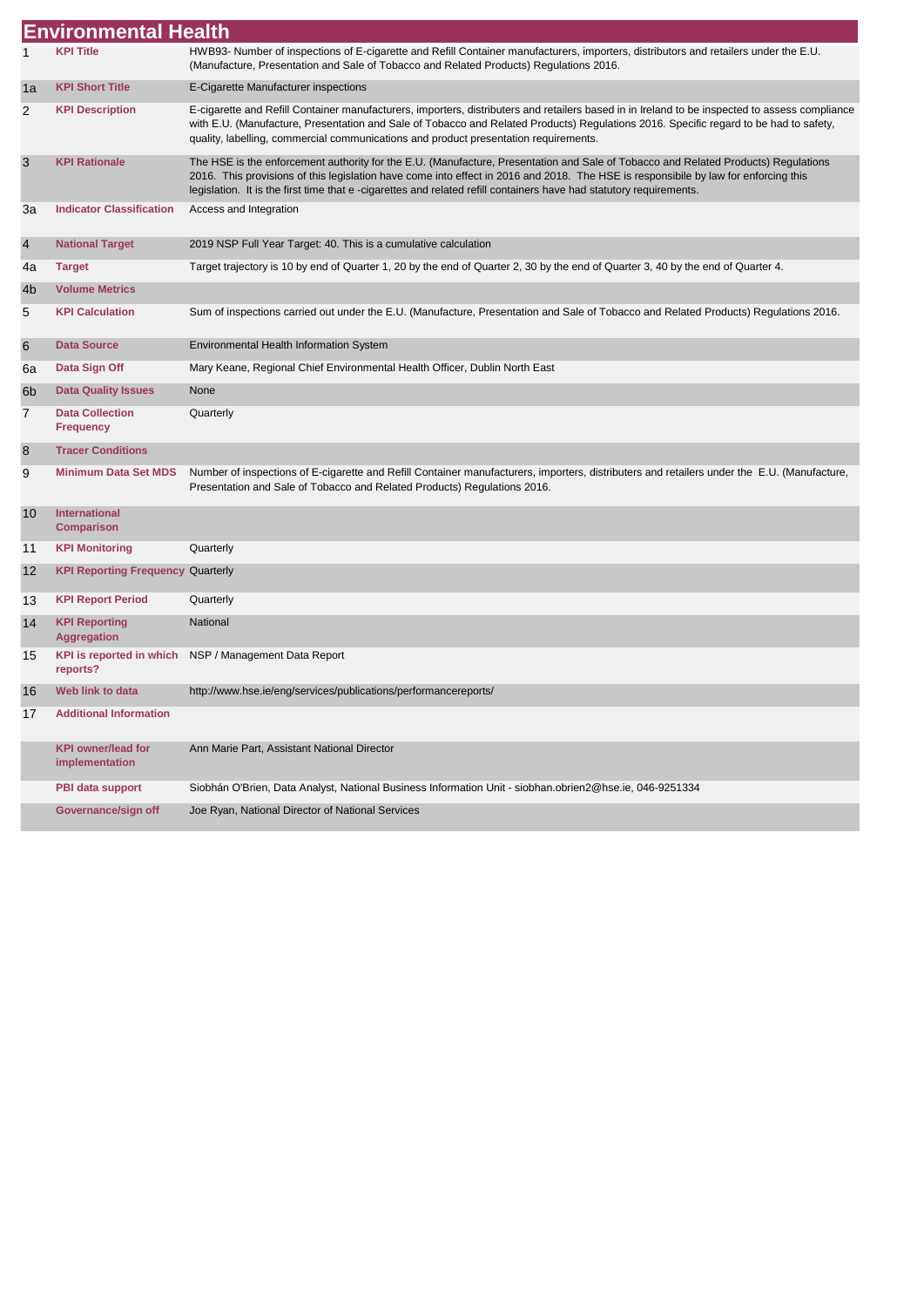# Environmental Health

| # | Field | Value |
|---|---|---|
| 1 | **KPI Title** | HWB93- Number of inspections of E-cigarette and Refill Container manufacturers, importers, distributors and retailers under the E.U. (Manufacture, Presentation and Sale of Tobacco and Related Products) Regulations 2016. |
| 1a | **KPI Short Title** | E-Cigarette Manufacturer inspections |
| 2 | **KPI Description** | E-cigarette and Refill Container manufacturers, importers, distributers and retailers based in in Ireland to be inspected to assess compliance with E.U. (Manufacture, Presentation and Sale of Tobacco and Related Products) Regulations 2016. Specific regard to be had to safety, quality, labelling, commercial communications and product presentation requirements. |
| 3 | **KPI Rationale** | The HSE is the enforcement authority for the E.U. (Manufacture, Presentation and Sale of Tobacco and Related Products) Regulations 2016. This provisions of this legislation have come into effect in 2016 and 2018. The HSE is responsibile by law for enforcing this legislation. It is the first time that e -cigarettes and related refill containers have had statutory requirements. |
| 3a | **Indicator Classification** | Access and Integration |
| 4 | **National Target** | 2019 NSP Full Year Target: 40. This is a cumulative calculation |
| 4a | **Target** | Target trajectory is 10 by end of Quarter 1, 20 by the end of Quarter 2, 30 by the end of Quarter 3, 40 by the end of Quarter 4. |
| 4b | **Volume Metrics** | |
| 5 | **KPI Calculation** | Sum of inspections carried out under the E.U. (Manufacture, Presentation and Sale of Tobacco and Related Products) Regulations 2016. |
| 6 | **Data Source** | Environmental Health Information System |
| 6a | **Data Sign Off** | Mary Keane, Regional Chief Environmental Health Officer, Dublin North East |
| 6b | **Data Quality Issues** | None |
| 7 | **Data Collection Frequency** | Quarterly |
| 8 | **Tracer Conditions** | |
| 9 | **Minimum Data Set MDS** | Number of inspections of E-cigarette and Refill Container manufacturers, importers, distributers and retailers under the E.U. (Manufacture, Presentation and Sale of Tobacco and Related Products) Regulations 2016. |
| 10 | **International Comparison** | |
| 11 | **KPI Monitoring** | Quarterly |
| 12 | **KPI Reporting Frequency** | Quarterly |
| 13 | **KPI Report Period** | Quarterly |
| 14 | **KPI Reporting Aggregation** | National |
| 15 | **KPI is reported in which reports?** | NSP / Management Data Report |
| 16 | **Web link to data** | http://www.hse.ie/eng/services/publications/performancereports/ |
| 17 | **Additional Information** | |
| | **KPI owner/lead for implementation** | Ann Marie Part, Assistant National Director |
| | **PBI data support** | Siobhán O'Brien, Data Analyst, National Business Information Unit - siobhan.obrien2@hse.ie, 046-9251334 |
| | **Governance/sign off** | Joe Ryan, National Director of National Services |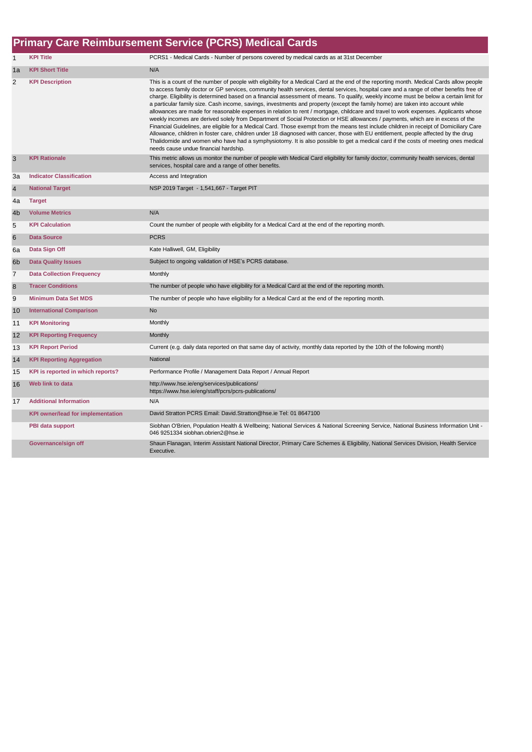# Primary Care Reimbursement Service (PCRS) Medical Cards

| | | |
|---|---|---|
| 1 | **KPI Title** | PCRS1 - Medical Cards - Number of persons covered by medical cards as at 31st December |
| 1a | **KPI Short Title** | N/A |
| 2 | **KPI Description** | This is a count of the number of people with eligibility for a Medical Card at the end of the reporting month. Medical Cards allow people to access family doctor or GP services, community health services, dental services, hospital care and a range of other benefits free of charge. Eligibility is determined based on a financial assessment of means. To qualify, weekly income must be below a certain limit for a particular family size. Cash income, savings, investments and property (except the family home) are taken into account while allowances are made for reasonable expenses in relation to rent / mortgage, childcare and travel to work expenses. Applicants whose weekly incomes are derived solely from Department of Social Protection or HSE allowances / payments, which are in excess of the Financial Guidelines, are eligible for a Medical Card. Those exempt from the means test include children in receipt of Domiciliary Care Allowance, children in foster care, children under 18 diagnosed with cancer, those with EU entitlement, people affected by the drug Thalidomide and women who have had a symphysiotomy. It is also possible to get a medical card if the costs of meeting ones medical needs cause undue financial hardship. |
| 3 | **KPI Rationale** | This metric allows us monitor the number of people with Medical Card eligibility for family doctor, community health services, dental services, hospital care and a range of other benefits. |
| 3a | **Indicator Classification** | Access and Integration |
| 4 | **National Target** | NSP 2019 Target - 1,541,667 - Target PIT |
| 4a | **Target** | |
| 4b | **Volume Metrics** | N/A |
| 5 | **KPI Calculation** | Count the number of people with eligibility for a Medical Card at the end of the reporting month. |
| 6 | **Data Source** | PCRS |
| 6a | **Data Sign Off** | Kate Halliwell, GM, Eligibility |
| 6b | **Data Quality Issues** | Subject to ongoing validation of HSE's PCRS database. |
| 7 | **Data Collection Frequency** | Monthly |
| 8 | **Tracer Conditions** | The number of people who have eligibility for a Medical Card at the end of the reporting month. |
| 9 | **Minimum Data Set MDS** | The number of people who have eligibility for a Medical Card at the end of the reporting month. |
| 10 | **International Comparison** | No |
| 11 | **KPI Monitoring** | Monthly |
| 12 | **KPI Reporting Frequency** | Monthly |
| 13 | **KPI Report Period** | Current (e.g. daily data reported on that same day of activity, monthly data reported by the 10th of the following month) |
| 14 | **KPI Reporting Aggregation** | National |
| 15 | **KPI is reported in which reports?** | Performance Profile / Management Data Report / Annual Report |
| 16 | **Web link to data** | http://www.hse.ie/eng/services/publications/<br>https://www.hse.ie/eng/staff/pcrs/pcrs-publications/ |
| 17 | **Additional Information** | N/A |
| | **KPI owner/lead for implementation** | David Stratton PCRS Email: David.Stratton@hse.ie Tel: 01 8647100 |
| | **PBI data support** | Siobhan O'Brien, Population Health & Wellbeing; National Services & National Screening Service, National Business Information Unit - 046 9251334 siobhan.obrien2@hse.ie |
| | **Governance/sign off** | Shaun Flanagan, Interim Assistant National Director, Primary Care Schemes & Eligibility, National Services Division, Health Service Executive. |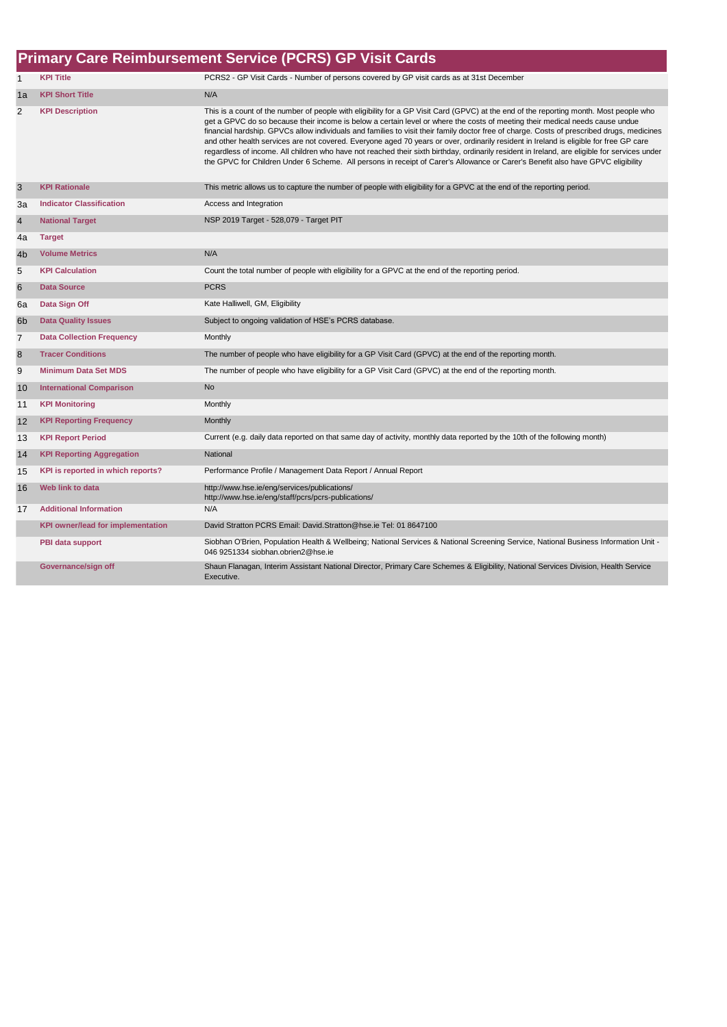## Primary Care Reimbursement Service (PCRS) GP Visit Cards

| | | |
|---|---|---|
| 1 | **KPI Title** | PCRS2 - GP Visit Cards - Number of persons covered by GP visit cards as at 31st December |
| 1a | **KPI Short Title** | N/A |
| 2 | **KPI Description** | This is a count of the number of people with eligibility for a GP Visit Card (GPVC) at the end of the reporting month. Most people who get a GPVC do so because their income is below a certain level or where the costs of meeting their medical needs cause undue financial hardship. GPVCs allow individuals and families to visit their family doctor free of charge. Costs of prescribed drugs, medicines and other health services are not covered. Everyone aged 70 years or over, ordinarily resident in Ireland is eligible for free GP care regardless of income. All children who have not reached their sixth birthday, ordinarily resident in Ireland, are eligible for services under the GPVC for Children Under 6 Scheme. All persons in receipt of Carer's Allowance or Carer's Benefit also have GPVC eligibility |
| 3 | **KPI Rationale** | This metric allows us to capture the number of people with eligibility for a GPVC at the end of the reporting period. |
| 3a | **Indicator Classification** | Access and Integration |
| 4 | **National Target** | NSP 2019 Target - 528,079 - Target PIT |
| 4a | **Target** | |
| 4b | **Volume Metrics** | N/A |
| 5 | **KPI Calculation** | Count the total number of people with eligibility for a GPVC at the end of the reporting period. |
| 6 | **Data Source** | PCRS |
| 6a | **Data Sign Off** | Kate Halliwell, GM, Eligibility |
| 6b | **Data Quality Issues** | Subject to ongoing validation of HSE's PCRS database. |
| 7 | **Data Collection Frequency** | Monthly |
| 8 | **Tracer Conditions** | The number of people who have eligibility for a GP Visit Card (GPVC) at the end of the reporting month. |
| 9 | **Minimum Data Set MDS** | The number of people who have eligibility for a GP Visit Card (GPVC) at the end of the reporting month. |
| 10 | **International Comparison** | No |
| 11 | **KPI Monitoring** | Monthly |
| 12 | **KPI Reporting Frequency** | Monthly |
| 13 | **KPI Report Period** | Current (e.g. daily data reported on that same day of activity, monthly data reported by the 10th of the following month) |
| 14 | **KPI Reporting Aggregation** | National |
| 15 | **KPI is reported in which reports?** | Performance Profile / Management Data Report / Annual Report |
| 16 | **Web link to data** | http://www.hse.ie/eng/services/publications/ http://www.hse.ie/eng/staff/pcrs/pcrs-publications/ |
| 17 | **Additional Information** | N/A |
| | **KPI owner/lead for implementation** | David Stratton PCRS Email: David.Stratton@hse.ie Tel: 01 8647100 |
| | **PBI data support** | Siobhan O'Brien, Population Health & Wellbeing; National Services & National Screening Service, National Business Information Unit - 046 9251334 siobhan.obrien2@hse.ie |
| | **Governance/sign off** | Shaun Flanagan, Interim Assistant National Director, Primary Care Schemes & Eligibility, National Services Division, Health Service Executive. |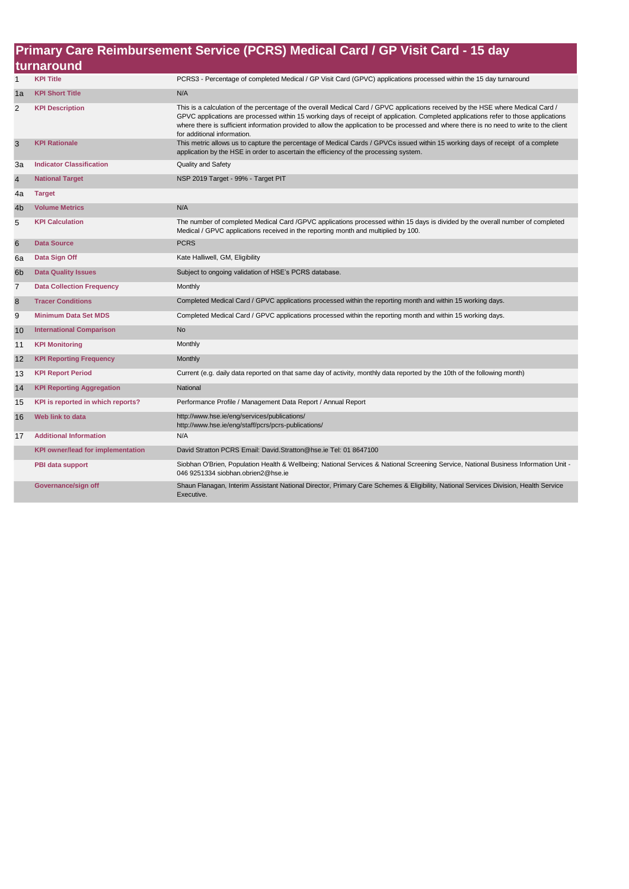# Primary Care Reimbursement Service (PCRS) Medical Card / GP Visit Card - 15 day turnaround

| | | |
|---|---|---|
| 1 | **KPI Title** | PCRS3 - Percentage of completed Medical / GP Visit Card (GPVC) applications processed within the 15 day turnaround |
| 1a | **KPI Short Title** | N/A |
| 2 | **KPI Description** | This is a calculation of the percentage of the overall Medical Card / GPVC applications received by the HSE where Medical Card / GPVC applications are processed within 15 working days of receipt of application. Completed applications refer to those applications where there is sufficient information provided to allow the application to be processed and where there is no need to write to the client for additional information. |
| 3 | **KPI Rationale** | This metric allows us to capture the percentage of Medical Cards / GPVCs issued within 15 working days of receipt of a complete application by the HSE in order to ascertain the efficiency of the processing system. |
| 3a | **Indicator Classification** | Quality and Safety |
| 4 | **National Target** | NSP 2019 Target - 99% - Target PIT |
| 4a | **Target** | |
| 4b | **Volume Metrics** | N/A |
| 5 | **KPI Calculation** | The number of completed Medical Card /GPVC applications processed within 15 days is divided by the overall number of completed Medical / GPVC applications received in the reporting month and multiplied by 100. |
| 6 | **Data Source** | PCRS |
| 6a | **Data Sign Off** | Kate Halliwell, GM, Eligibility |
| 6b | **Data Quality Issues** | Subject to ongoing validation of HSE's PCRS database. |
| 7 | **Data Collection Frequency** | Monthly |
| 8 | **Tracer Conditions** | Completed Medical Card / GPVC applications processed within the reporting month and within 15 working days. |
| 9 | **Minimum Data Set MDS** | Completed Medical Card / GPVC applications processed within the reporting month and within 15 working days. |
| 10 | **International Comparison** | No |
| 11 | **KPI Monitoring** | Monthly |
| 12 | **KPI Reporting Frequency** | Monthly |
| 13 | **KPI Report Period** | Current (e.g. daily data reported on that same day of activity, monthly data reported by the 10th of the following month) |
| 14 | **KPI Reporting Aggregation** | National |
| 15 | **KPI is reported in which reports?** | Performance Profile / Management Data Report / Annual Report |
| 16 | **Web link to data** | http://www.hse.ie/eng/services/publications/ http://www.hse.ie/eng/staff/pcrs/pcrs-publications/ |
| 17 | **Additional Information** | N/A |
| | **KPI owner/lead for implementation** | David Stratton PCRS Email: David.Stratton@hse.ie Tel: 01 8647100 |
| | **PBI data support** | Siobhan O'Brien, Population Health & Wellbeing; National Services & National Screening Service, National Business Information Unit - 046 9251334 siobhan.obrien2@hse.ie |
| | **Governance/sign off** | Shaun Flanagan, Interim Assistant National Director, Primary Care Schemes & Eligibility, National Services Division, Health Service Executive. |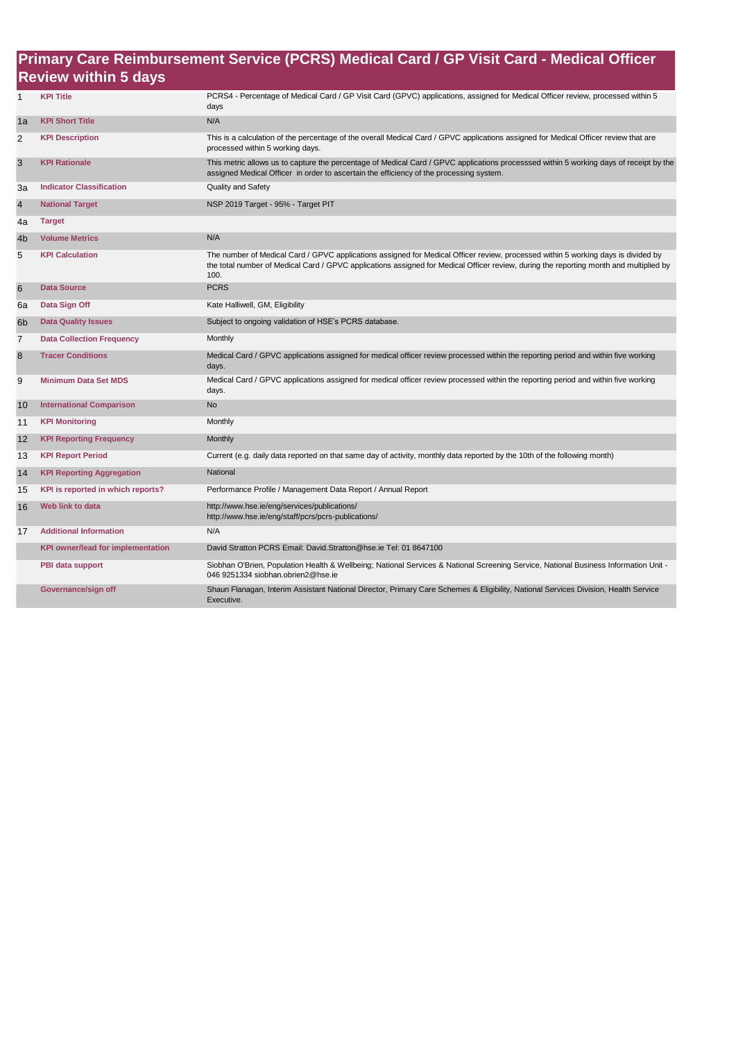# Primary Care Reimbursement Service (PCRS) Medical Card / GP Visit Card - Medical Officer Review within 5 days

| | | |
|---|---|---|
| 1 | **KPI Title** | PCRS4 - Percentage of Medical Card / GP Visit Card (GPVC) applications, assigned for Medical Officer review, processed within 5 days |
| 1a | **KPI Short Title** | N/A |
| 2 | **KPI Description** | This is a calculation of the percentage of the overall Medical Card / GPVC applications assigned for Medical Officer review that are processed within 5 working days. |
| 3 | **KPI Rationale** | This metric allows us to capture the percentage of Medical Card / GPVC applications processsed within 5 working days of receipt by the assigned Medical Officer in order to ascertain the efficiency of the processing system. |
| 3a | **Indicator Classification** | Quality and Safety |
| 4 | **National Target** | NSP 2019 Target - 95% - Target PIT |
| 4a | **Target** | |
| 4b | **Volume Metrics** | N/A |
| 5 | **KPI Calculation** | The number of Medical Card / GPVC applications assigned for Medical Officer review, processed within 5 working days is divided by the total number of Medical Card / GPVC applications assigned for Medical Officer review, during the reporting month and multiplied by 100. |
| 6 | **Data Source** | PCRS |
| 6a | **Data Sign Off** | Kate Halliwell, GM, Eligibility |
| 6b | **Data Quality Issues** | Subject to ongoing validation of HSE's PCRS database. |
| 7 | **Data Collection Frequency** | Monthly |
| 8 | **Tracer Conditions** | Medical Card / GPVC applications assigned for medical officer review processed within the reporting period and within five working days. |
| 9 | **Minimum Data Set MDS** | Medical Card / GPVC applications assigned for medical officer review processed within the reporting period and within five working days. |
| 10 | **International Comparison** | No |
| 11 | **KPI Monitoring** | Monthly |
| 12 | **KPI Reporting Frequency** | Monthly |
| 13 | **KPI Report Period** | Current (e.g. daily data reported on that same day of activity, monthly data reported by the 10th of the following month) |
| 14 | **KPI Reporting Aggregation** | National |
| 15 | **KPI is reported in which reports?** | Performance Profile / Management Data Report / Annual Report |
| 16 | **Web link to data** | http://www.hse.ie/eng/services/publications/ http://www.hse.ie/eng/staff/pcrs/pcrs-publications/ |
| 17 | **Additional Information** | N/A |
| | **KPI owner/lead for implementation** | David Stratton PCRS Email: David.Stratton@hse.ie Tel: 01 8647100 |
| | **PBI data support** | Siobhan O'Brien, Population Health & Wellbeing; National Services & National Screening Service, National Business Information Unit - 046 9251334 siobhan.obrien2@hse.ie |
| | **Governance/sign off** | Shaun Flanagan, Interim Assistant National Director, Primary Care Schemes & Eligibility, National Services Division, Health Service Executive. |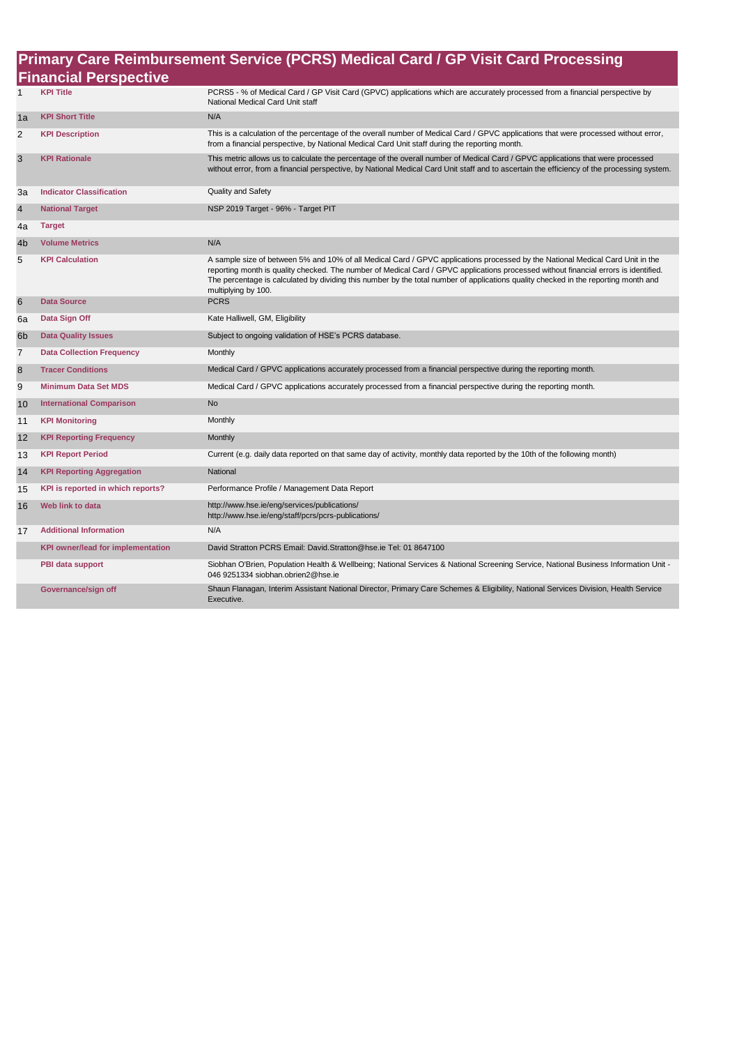## Primary Care Reimbursement Service (PCRS) Medical Card / GP Visit Card Processing Financial Perspective

| | | |
|---|---|---|
| 1 | **KPI Title** | PCRS5 - % of Medical Card / GP Visit Card (GPVC) applications which are accurately processed from a financial perspective by National Medical Card Unit staff |
| 1a | **KPI Short Title** | N/A |
| 2 | **KPI Description** | This is a calculation of the percentage of the overall number of Medical Card / GPVC applications that were processed without error, from a financial perspective, by National Medical Card Unit staff during the reporting month. |
| 3 | **KPI Rationale** | This metric allows us to calculate the percentage of the overall number of Medical Card / GPVC applications that were processed without error, from a financial perspective, by National Medical Card Unit staff and to ascertain the efficiency of the processing system. |
| 3a | **Indicator Classification** | Quality and Safety |
| 4 | **National Target** | NSP 2019 Target - 96% - Target PIT |
| 4a | **Target** | |
| 4b | **Volume Metrics** | N/A |
| 5 | **KPI Calculation** | A sample size of between 5% and 10% of all Medical Card / GPVC applications processed by the National Medical Card Unit in the reporting month is quality checked. The number of Medical Card / GPVC applications processed without financial errors is identified. The percentage is calculated by dividing this number by the total number of applications quality checked in the reporting month and multiplying by 100. |
| 6 | **Data Source** | PCRS |
| 6a | **Data Sign Off** | Kate Halliwell, GM, Eligibility |
| 6b | **Data Quality Issues** | Subject to ongoing validation of HSE's PCRS database. |
| 7 | **Data Collection Frequency** | Monthly |
| 8 | **Tracer Conditions** | Medical Card / GPVC applications accurately processed from a financial perspective during the reporting month. |
| 9 | **Minimum Data Set MDS** | Medical Card / GPVC applications accurately processed from a financial perspective during the reporting month. |
| 10 | **International Comparison** | No |
| 11 | **KPI Monitoring** | Monthly |
| 12 | **KPI Reporting Frequency** | Monthly |
| 13 | **KPI Report Period** | Current (e.g. daily data reported on that same day of activity, monthly data reported by the 10th of the following month) |
| 14 | **KPI Reporting Aggregation** | National |
| 15 | **KPI is reported in which reports?** | Performance Profile / Management Data Report |
| 16 | **Web link to data** | http://www.hse.ie/eng/services/publications/ http://www.hse.ie/eng/staff/pcrs/pcrs-publications/ |
| 17 | **Additional Information** | N/A |
| | **KPI owner/lead for implementation** | David Stratton PCRS Email: David.Stratton@hse.ie Tel: 01 8647100 |
| | **PBI data support** | Siobhan O'Brien, Population Health & Wellbeing; National Services & National Screening Service, National Business Information Unit - 046 9251334 siobhan.obrien2@hse.ie |
| | **Governance/sign off** | Shaun Flanagan, Interim Assistant National Director, Primary Care Schemes & Eligibility, National Services Division, Health Service Executive. |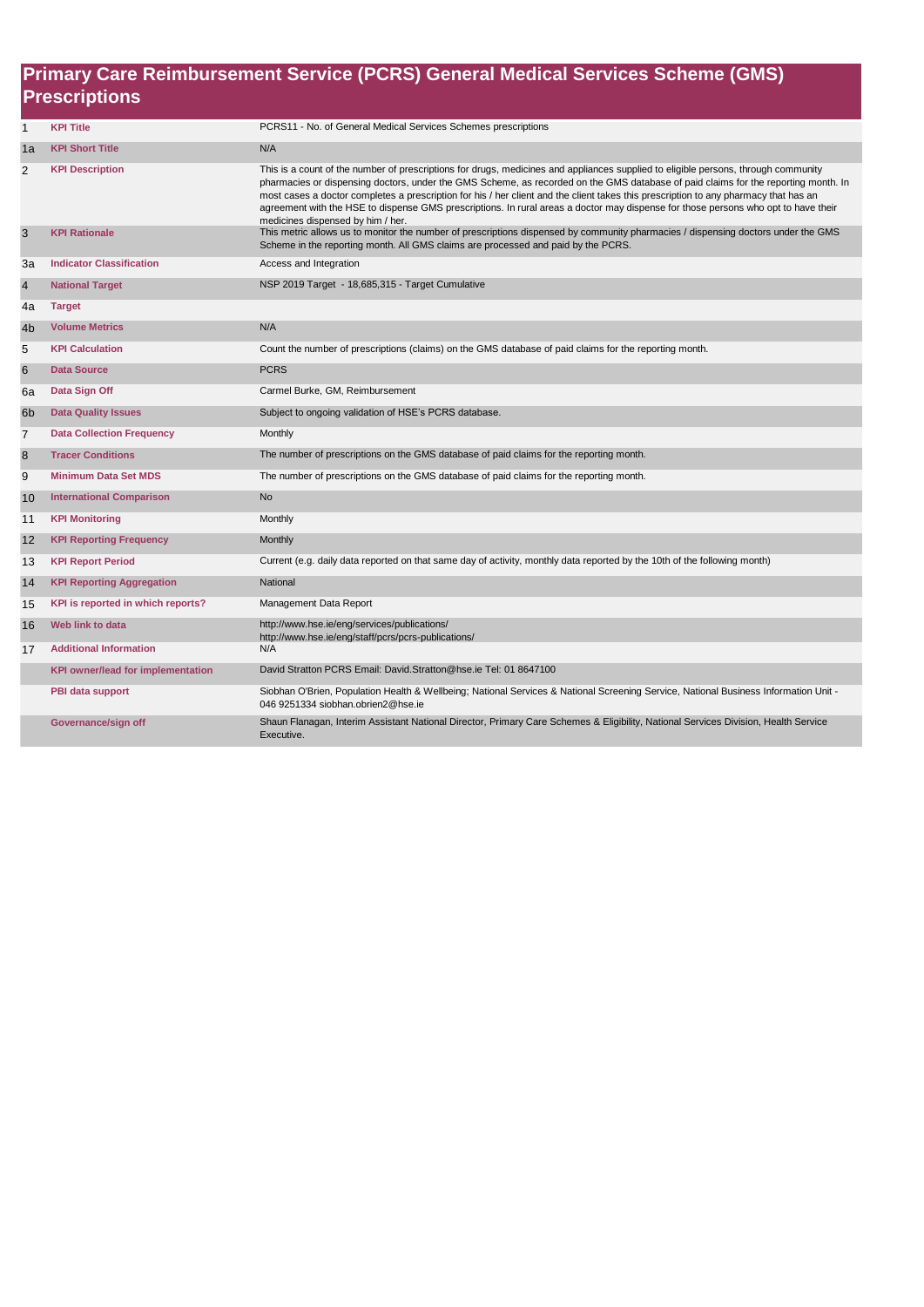# Primary Care Reimbursement Service (PCRS) General Medical Services Scheme (GMS) Prescriptions

| | | |
|---|---|---|
| 1 | **KPI Title** | PCRS11 - No. of General Medical Services Schemes prescriptions |
| 1a | **KPI Short Title** | N/A |
| 2 | **KPI Description** | This is a count of the number of prescriptions for drugs, medicines and appliances supplied to eligible persons, through community pharmacies or dispensing doctors, under the GMS Scheme, as recorded on the GMS database of paid claims for the reporting month. In most cases a doctor completes a prescription for his / her client and the client takes this prescription to any pharmacy that has an agreement with the HSE to dispense GMS prescriptions. In rural areas a doctor may dispense for those persons who opt to have their medicines dispensed by him / her. |
| 3 | **KPI Rationale** | This metric allows us to monitor the number of prescriptions dispensed by community pharmacies / dispensing doctors under the GMS Scheme in the reporting month. All GMS claims are processed and paid by the PCRS. |
| 3a | **Indicator Classification** | Access and Integration |
| 4 | **National Target** | NSP 2019 Target - 18,685,315 - Target Cumulative |
| 4a | **Target** | |
| 4b | **Volume Metrics** | N/A |
| 5 | **KPI Calculation** | Count the number of prescriptions (claims) on the GMS database of paid claims for the reporting month. |
| 6 | **Data Source** | PCRS |
| 6a | **Data Sign Off** | Carmel Burke, GM, Reimbursement |
| 6b | **Data Quality Issues** | Subject to ongoing validation of HSE's PCRS database. |
| 7 | **Data Collection Frequency** | Monthly |
| 8 | **Tracer Conditions** | The number of prescriptions on the GMS database of paid claims for the reporting month. |
| 9 | **Minimum Data Set MDS** | The number of prescriptions on the GMS database of paid claims for the reporting month. |
| 10 | **International Comparison** | No |
| 11 | **KPI Monitoring** | Monthly |
| 12 | **KPI Reporting Frequency** | Monthly |
| 13 | **KPI Report Period** | Current (e.g. daily data reported on that same day of activity, monthly data reported by the 10th of the following month) |
| 14 | **KPI Reporting Aggregation** | National |
| 15 | **KPI is reported in which reports?** | Management Data Report |
| 16 | **Web link to data** | http://www.hse.ie/eng/services/publications/ http://www.hse.ie/eng/staff/pcrs/pcrs-publications/ |
| 17 | **Additional Information** | N/A |
| | **KPI owner/lead for implementation** | David Stratton PCRS Email: David.Stratton@hse.ie Tel: 01 8647100 |
| | **PBI data support** | Siobhan O'Brien, Population Health & Wellbeing; National Services & National Screening Service, National Business Information Unit - 046 9251334 siobhan.obrien2@hse.ie |
| | **Governance/sign off** | Shaun Flanagan, Interim Assistant National Director, Primary Care Schemes & Eligibility, National Services Division, Health Service Executive. |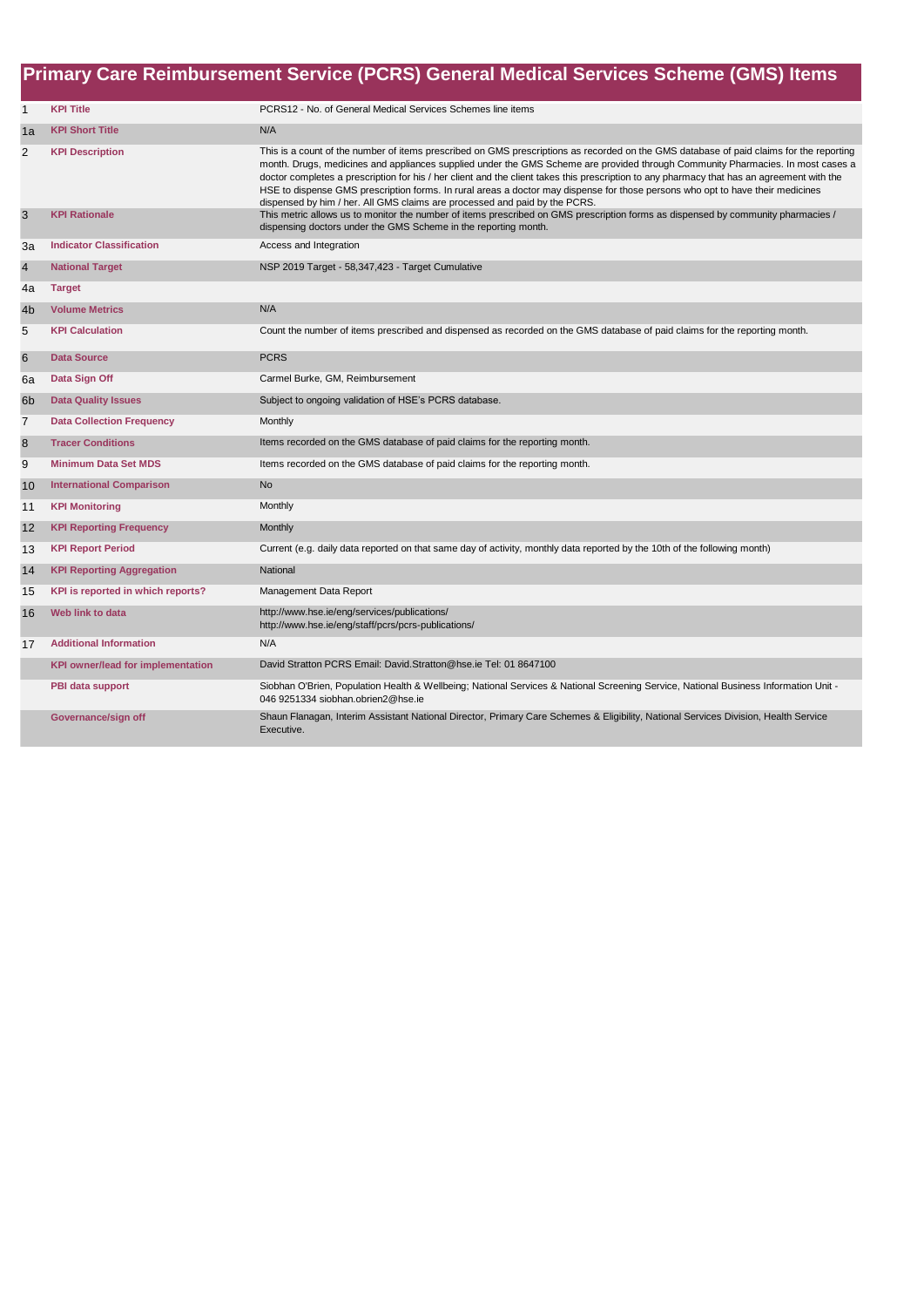# Primary Care Reimbursement Service (PCRS) General Medical Services Scheme (GMS) Items

| | | |
|---|---|---|
| 1 | **KPI Title** | PCRS12 - No. of General Medical Services Schemes line items |
| 1a | **KPI Short Title** | N/A |
| 2 | **KPI Description** | This is a count of the number of items prescribed on GMS prescriptions as recorded on the GMS database of paid claims for the reporting month. Drugs, medicines and appliances supplied under the GMS Scheme are provided through Community Pharmacies. In most cases a doctor completes a prescription for his / her client and the client takes this prescription to any pharmacy that has an agreement with the HSE to dispense GMS prescription forms. In rural areas a doctor may dispense for those persons who opt to have their medicines dispensed by him / her. All GMS claims are processed and paid by the PCRS. |
| 3 | **KPI Rationale** | This metric allows us to monitor the number of items prescribed on GMS prescription forms as dispensed by community pharmacies / dispensing doctors under the GMS Scheme in the reporting month. |
| 3a | **Indicator Classification** | Access and Integration |
| 4 | **National Target** | NSP 2019 Target - 58,347,423 - Target Cumulative |
| 4a | **Target** | |
| 4b | **Volume Metrics** | N/A |
| 5 | **KPI Calculation** | Count the number of items prescribed and dispensed as recorded on the GMS database of paid claims for the reporting month. |
| 6 | **Data Source** | PCRS |
| 6a | **Data Sign Off** | Carmel Burke, GM, Reimbursement |
| 6b | **Data Quality Issues** | Subject to ongoing validation of HSE's PCRS database. |
| 7 | **Data Collection Frequency** | Monthly |
| 8 | **Tracer Conditions** | Items recorded on the GMS database of paid claims for the reporting month. |
| 9 | **Minimum Data Set MDS** | Items recorded on the GMS database of paid claims for the reporting month. |
| 10 | **International Comparison** | No |
| 11 | **KPI Monitoring** | Monthly |
| 12 | **KPI Reporting Frequency** | Monthly |
| 13 | **KPI Report Period** | Current (e.g. daily data reported on that same day of activity, monthly data reported by the 10th of the following month) |
| 14 | **KPI Reporting Aggregation** | National |
| 15 | **KPI is reported in which reports?** | Management Data Report |
| 16 | **Web link to data** | http://www.hse.ie/eng/services/publications/ http://www.hse.ie/eng/staff/pcrs/pcrs-publications/ |
| 17 | **Additional Information** | N/A |
| | **KPI owner/lead for implementation** | David Stratton PCRS Email: David.Stratton@hse.ie Tel: 01 8647100 |
| | **PBI data support** | Siobhan O'Brien, Population Health & Wellbeing; National Services & National Screening Service, National Business Information Unit - 046 9251334 siobhan.obrien2@hse.ie |
| | **Governance/sign off** | Shaun Flanagan, Interim Assistant National Director, Primary Care Schemes & Eligibility, National Services Division, Health Service Executive. |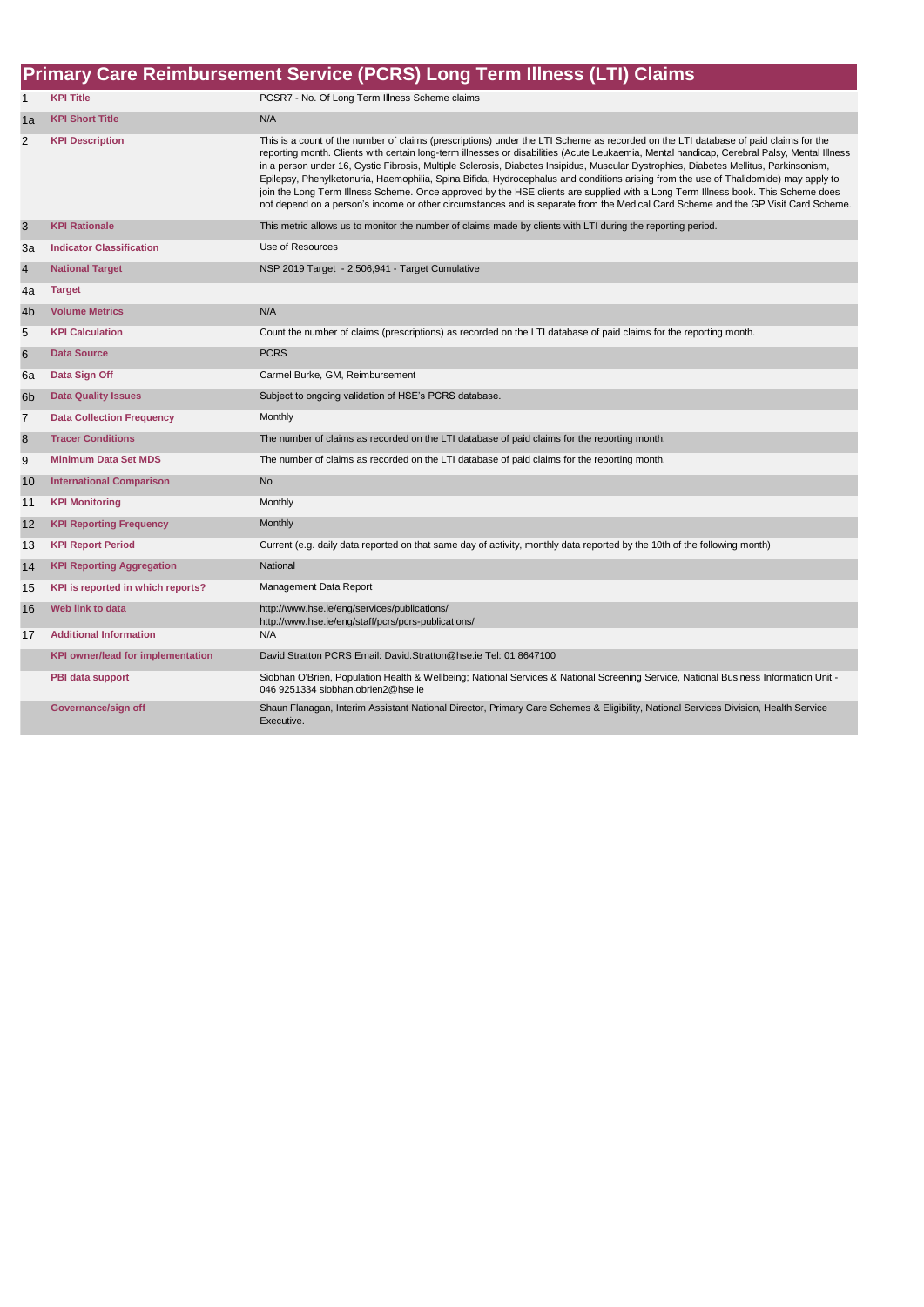# Primary Care Reimbursement Service (PCRS) Long Term Illness (LTI) Claims

| | | |
|---|---|---|
| 1 | **KPI Title** | PCSR7 - No. Of Long Term Illness Scheme claims |
| 1a | **KPI Short Title** | N/A |
| 2 | **KPI Description** | This is a count of the number of claims (prescriptions) under the LTI Scheme as recorded on the LTI database of paid claims for the reporting month. Clients with certain long-term illnesses or disabilities (Acute Leukaemia, Mental handicap, Cerebral Palsy, Mental Illness in a person under 16, Cystic Fibrosis, Multiple Sclerosis, Diabetes Insipidus, Muscular Dystrophies, Diabetes Mellitus, Parkinsonism, Epilepsy, Phenylketonuria, Haemophilia, Spina Bifida, Hydrocephalus and conditions arising from the use of Thalidomide) may apply to join the Long Term Illness Scheme. Once approved by the HSE clients are supplied with a Long Term Illness book. This Scheme does not depend on a person's income or other circumstances and is separate from the Medical Card Scheme and the GP Visit Card Scheme. |
| 3 | **KPI Rationale** | This metric allows us to monitor the number of claims made by clients with LTI during the reporting period. |
| 3a | **Indicator Classification** | Use of Resources |
| 4 | **National Target** | NSP 2019 Target - 2,506,941 - Target Cumulative |
| 4a | **Target** | |
| 4b | **Volume Metrics** | N/A |
| 5 | **KPI Calculation** | Count the number of claims (prescriptions) as recorded on the LTI database of paid claims for the reporting month. |
| 6 | **Data Source** | PCRS |
| 6a | **Data Sign Off** | Carmel Burke, GM, Reimbursement |
| 6b | **Data Quality Issues** | Subject to ongoing validation of HSE's PCRS database. |
| 7 | **Data Collection Frequency** | Monthly |
| 8 | **Tracer Conditions** | The number of claims as recorded on the LTI database of paid claims for the reporting month. |
| 9 | **Minimum Data Set MDS** | The number of claims as recorded on the LTI database of paid claims for the reporting month. |
| 10 | **International Comparison** | No |
| 11 | **KPI Monitoring** | Monthly |
| 12 | **KPI Reporting Frequency** | Monthly |
| 13 | **KPI Report Period** | Current (e.g. daily data reported on that same day of activity, monthly data reported by the 10th of the following month) |
| 14 | **KPI Reporting Aggregation** | National |
| 15 | **KPI is reported in which reports?** | Management Data Report |
| 16 | **Web link to data** | http://www.hse.ie/eng/services/publications/ http://www.hse.ie/eng/staff/pcrs/pcrs-publications/ |
| 17 | **Additional Information** | N/A |
| | **KPI owner/lead for implementation** | David Stratton PCRS Email: David.Stratton@hse.ie Tel: 01 8647100 |
| | **PBI data support** | Siobhan O'Brien, Population Health & Wellbeing; National Services & National Screening Service, National Business Information Unit - 046 9251334 siobhan.obrien2@hse.ie |
| | **Governance/sign off** | Shaun Flanagan, Interim Assistant National Director, Primary Care Schemes & Eligibility, National Services Division, Health Service Executive. |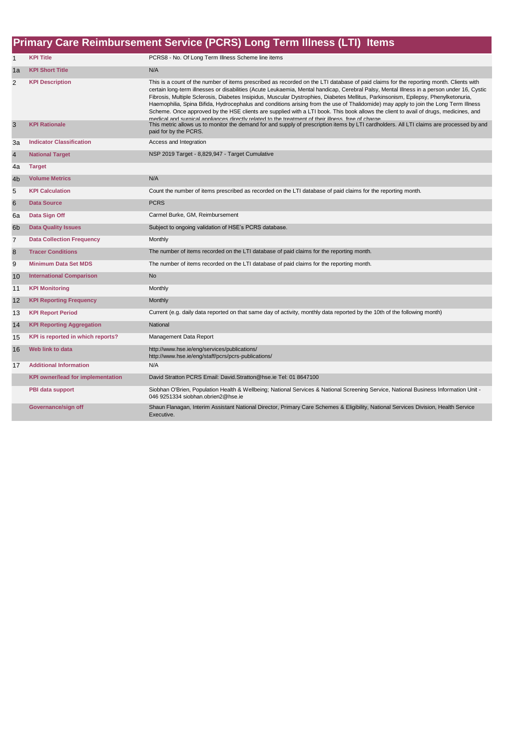# Primary Care Reimbursement Service (PCRS) Long Term Illness (LTI) Items

| | | |
|---|---|---|
| 1 | **KPI Title** | PCRS8 - No. Of Long Term Illness Scheme line items |
| 1a | **KPI Short Title** | N/A |
| 2 | **KPI Description** | This is a count of the number of items prescribed as recorded on the LTI database of paid claims for the reporting month. Clients with certain long-term illnesses or disabilities (Acute Leukaemia, Mental handicap, Cerebral Palsy, Mental Illness in a person under 16, Cystic Fibrosis, Multiple Sclerosis, Diabetes Insipidus, Muscular Dystrophies, Diabetes Mellitus, Parkinsonism, Epilepsy, Phenylketonuria, Haemophilia, Spina Bifida, Hydrocephalus and conditions arising from the use of Thalidomide) may apply to join the Long Term Illness Scheme. Once approved by the HSE clients are supplied with a LTI book. This book allows the client to avail of drugs, medicines, and medical and surgical appliances directly related to the treatment of their illness, free of charge. |
| 3 | **KPI Rationale** | This metric allows us to monitor the demand for and supply of prescription items by LTI cardholders. All LTI claims are processed by and paid for by the PCRS. |
| 3a | **Indicator Classification** | Access and Integration |
| 4 | **National Target** | NSP 2019 Target - 8,829,947 - Target Cumulative |
| 4a | **Target** | |
| 4b | **Volume Metrics** | N/A |
| 5 | **KPI Calculation** | Count the number of items prescribed as recorded on the LTI database of paid claims for the reporting month. |
| 6 | **Data Source** | PCRS |
| 6a | **Data Sign Off** | Carmel Burke, GM, Reimbursement |
| 6b | **Data Quality Issues** | Subject to ongoing validation of HSE's PCRS database. |
| 7 | **Data Collection Frequency** | Monthly |
| 8 | **Tracer Conditions** | The number of items recorded on the LTI database of paid claims for the reporting month. |
| 9 | **Minimum Data Set MDS** | The number of items recorded on the LTI database of paid claims for the reporting month. |
| 10 | **International Comparison** | No |
| 11 | **KPI Monitoring** | Monthly |
| 12 | **KPI Reporting Frequency** | Monthly |
| 13 | **KPI Report Period** | Current (e.g. daily data reported on that same day of activity, monthly data reported by the 10th of the following month) |
| 14 | **KPI Reporting Aggregation** | National |
| 15 | **KPI is reported in which reports?** | Management Data Report |
| 16 | **Web link to data** | http://www.hse.ie/eng/services/publications/ http://www.hse.ie/eng/staff/pcrs/pcrs-publications/ |
| 17 | **Additional Information** | N/A |
| | **KPI owner/lead for implementation** | David Stratton PCRS Email: David.Stratton@hse.ie Tel: 01 8647100 |
| | **PBI data support** | Siobhan O'Brien, Population Health & Wellbeing; National Services & National Screening Service, National Business Information Unit - 046 9251334 siobhan.obrien2@hse.ie |
| | **Governance/sign off** | Shaun Flanagan, Interim Assistant National Director, Primary Care Schemes & Eligibility, National Services Division, Health Service Executive. |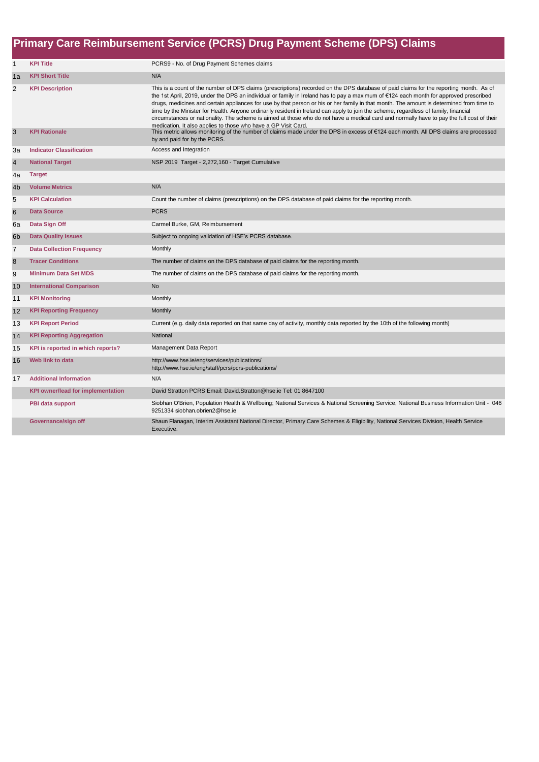# Primary Care Reimbursement Service (PCRS) Drug Payment Scheme (DPS) Claims

| | | |
|---|---|---|
| 1 | **KPI Title** | PCRS9 - No. of Drug Payment Schemes claims |
| 1a | **KPI Short Title** | N/A |
| 2 | **KPI Description** | This is a count of the number of DPS claims (prescriptions) recorded on the DPS database of paid claims for the reporting month. As of the 1st April, 2019, under the DPS an individual or family in Ireland has to pay a maximum of €124 each month for approved prescribed drugs, medicines and certain appliances for use by that person or his or her family in that month. The amount is determined from time to time by the Minister for Health. Anyone ordinarily resident in Ireland can apply to join the scheme, regardless of family, financial circumstances or nationality. The scheme is aimed at those who do not have a medical card and normally have to pay the full cost of their medication. It also applies to those who have a GP Visit Card. |
| 3 | **KPI Rationale** | This metric allows monitoring of the number of claims made under the DPS in excess of €124 each month. All DPS claims are processed by and paid for by the PCRS. |
| 3a | **Indicator Classification** | Access and Integration |
| 4 | **National Target** | NSP 2019 Target - 2,272,160 - Target Cumulative |
| 4a | **Target** | |
| 4b | **Volume Metrics** | N/A |
| 5 | **KPI Calculation** | Count the number of claims (prescriptions) on the DPS database of paid claims for the reporting month. |
| 6 | **Data Source** | PCRS |
| 6a | **Data Sign Off** | Carmel Burke, GM, Reimbursement |
| 6b | **Data Quality Issues** | Subject to ongoing validation of HSE's PCRS database. |
| 7 | **Data Collection Frequency** | Monthly |
| 8 | **Tracer Conditions** | The number of claims on the DPS database of paid claims for the reporting month. |
| 9 | **Minimum Data Set MDS** | The number of claims on the DPS database of paid claims for the reporting month. |
| 10 | **International Comparison** | No |
| 11 | **KPI Monitoring** | Monthly |
| 12 | **KPI Reporting Frequency** | Monthly |
| 13 | **KPI Report Period** | Current (e.g. daily data reported on that same day of activity, monthly data reported by the 10th of the following month) |
| 14 | **KPI Reporting Aggregation** | National |
| 15 | **KPI is reported in which reports?** | Management Data Report |
| 16 | **Web link to data** | http://www.hse.ie/eng/services/publications/<br>http://www.hse.ie/eng/staff/pcrs/pcrs-publications/ |
| 17 | **Additional Information** | N/A |
| | **KPI owner/lead for implementation** | David Stratton PCRS Email: David.Stratton@hse.ie Tel: 01 8647100 |
| | **PBI data support** | Siobhan O'Brien, Population Health & Wellbeing; National Services & National Screening Service, National Business Information Unit - 046 9251334 siobhan.obrien2@hse.ie |
| | **Governance/sign off** | Shaun Flanagan, Interim Assistant National Director, Primary Care Schemes & Eligibility, National Services Division, Health Service Executive. |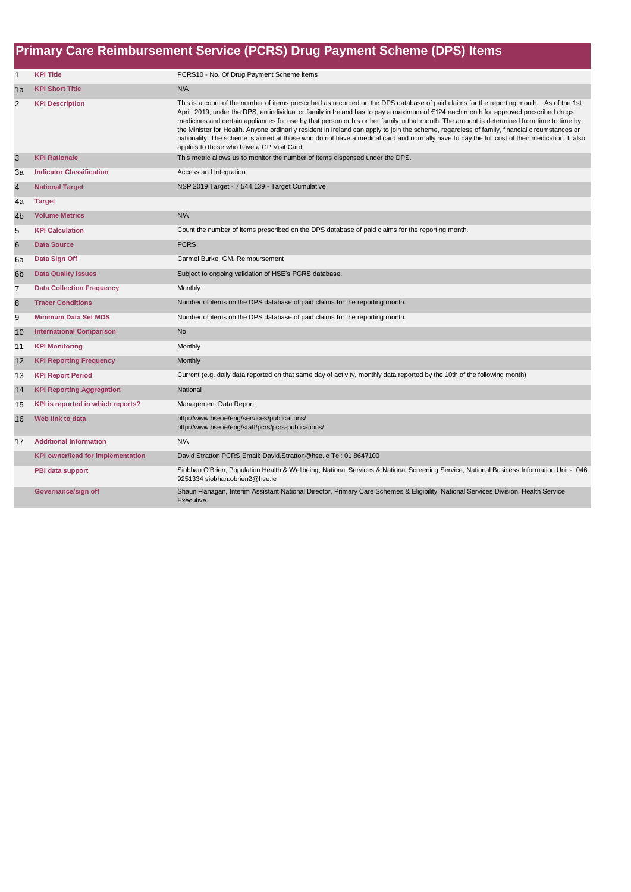# Primary Care Reimbursement Service (PCRS) Drug Payment Scheme (DPS) Items

| | | |
|---|---|---|
| 1 | **KPI Title** | PCRS10 - No. Of Drug Payment Scheme items |
| 1a | **KPI Short Title** | N/A |
| 2 | **KPI Description** | This is a count of the number of items prescribed as recorded on the DPS database of paid claims for the reporting month. As of the 1st April, 2019, under the DPS, an individual or family in Ireland has to pay a maximum of €124 each month for approved prescribed drugs, medicines and certain appliances for use by that person or his or her family in that month. The amount is determined from time to time by the Minister for Health. Anyone ordinarily resident in Ireland can apply to join the scheme, regardless of family, financial circumstances or nationality. The scheme is aimed at those who do not have a medical card and normally have to pay the full cost of their medication. It also applies to those who have a GP Visit Card. |
| 3 | **KPI Rationale** | This metric allows us to monitor the number of items dispensed under the DPS. |
| 3a | **Indicator Classification** | Access and Integration |
| 4 | **National Target** | NSP 2019 Target - 7,544,139 - Target Cumulative |
| 4a | **Target** | |
| 4b | **Volume Metrics** | N/A |
| 5 | **KPI Calculation** | Count the number of items prescribed on the DPS database of paid claims for the reporting month. |
| 6 | **Data Source** | PCRS |
| 6a | **Data Sign Off** | Carmel Burke, GM, Reimbursement |
| 6b | **Data Quality Issues** | Subject to ongoing validation of HSE's PCRS database. |
| 7 | **Data Collection Frequency** | Monthly |
| 8 | **Tracer Conditions** | Number of items on the DPS database of paid claims for the reporting month. |
| 9 | **Minimum Data Set MDS** | Number of items on the DPS database of paid claims for the reporting month. |
| 10 | **International Comparison** | No |
| 11 | **KPI Monitoring** | Monthly |
| 12 | **KPI Reporting Frequency** | Monthly |
| 13 | **KPI Report Period** | Current (e.g. daily data reported on that same day of activity, monthly data reported by the 10th of the following month) |
| 14 | **KPI Reporting Aggregation** | National |
| 15 | **KPI is reported in which reports?** | Management Data Report |
| 16 | **Web link to data** | http://www.hse.ie/eng/services/publications/<br>http://www.hse.ie/eng/staff/pcrs/pcrs-publications/ |
| 17 | **Additional Information** | N/A |
| | **KPI owner/lead for implementation** | David Stratton PCRS Email: David.Stratton@hse.ie Tel: 01 8647100 |
| | **PBI data support** | Siobhan O'Brien, Population Health & Wellbeing; National Services & National Screening Service, National Business Information Unit - 046 9251334 siobhan.obrien2@hse.ie |
| | **Governance/sign off** | Shaun Flanagan, Interim Assistant National Director, Primary Care Schemes & Eligibility, National Services Division, Health Service Executive. |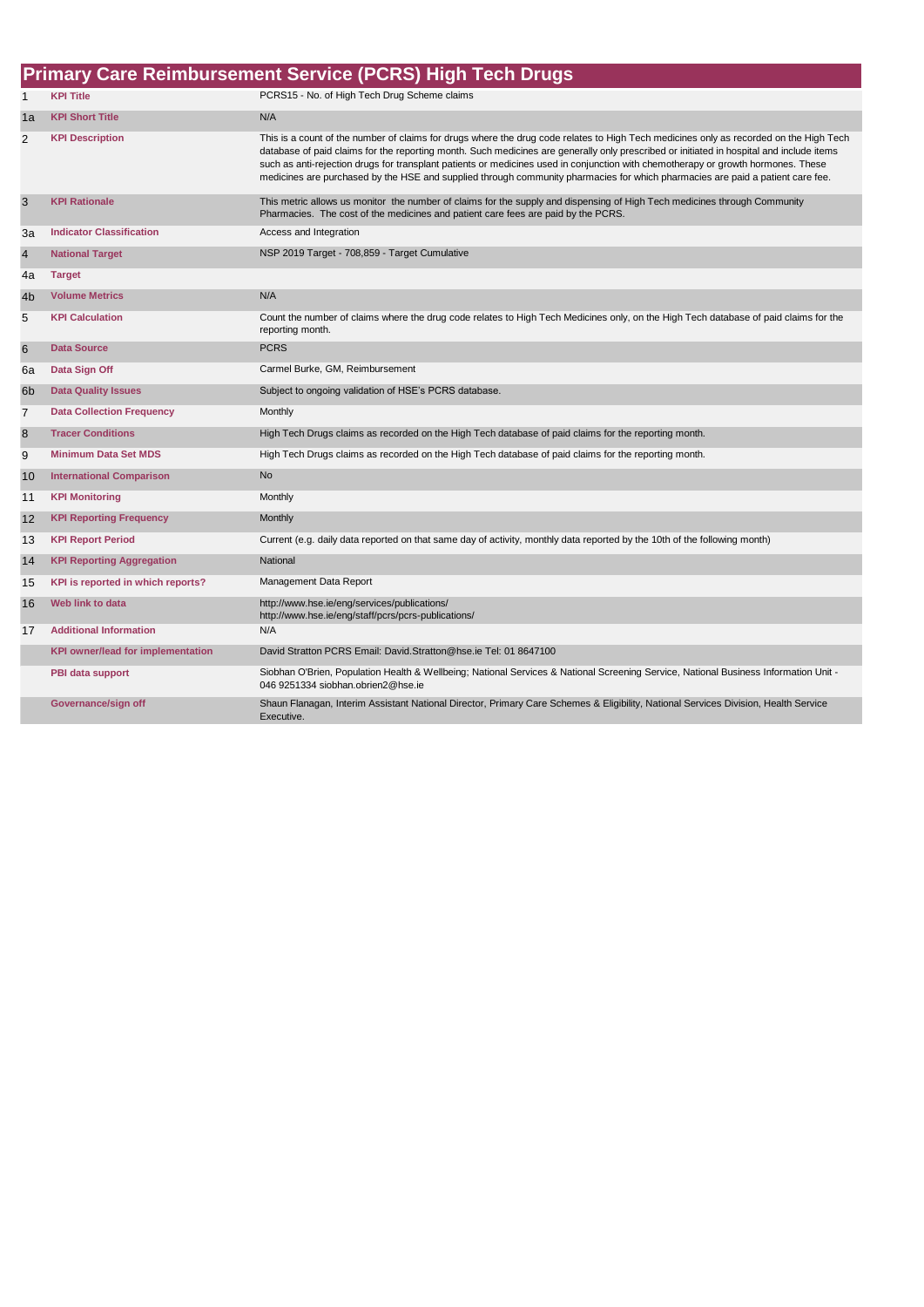## Primary Care Reimbursement Service (PCRS) High Tech Drugs

| | | |
|---|---|---|
| 1 | **KPI Title** | PCRS15 - No. of High Tech Drug Scheme claims |
| 1a | **KPI Short Title** | N/A |
| 2 | **KPI Description** | This is a count of the number of claims for drugs where the drug code relates to High Tech medicines only as recorded on the High Tech database of paid claims for the reporting month. Such medicines are generally only prescribed or initiated in hospital and include items such as anti-rejection drugs for transplant patients or medicines used in conjunction with chemotherapy or growth hormones. These medicines are purchased by the HSE and supplied through community pharmacies for which pharmacies are paid a patient care fee. |
| 3 | **KPI Rationale** | This metric allows us monitor the number of claims for the supply and dispensing of High Tech medicines through Community Pharmacies. The cost of the medicines and patient care fees are paid by the PCRS. |
| 3a | **Indicator Classification** | Access and Integration |
| 4 | **National Target** | NSP 2019 Target - 708,859 - Target Cumulative |
| 4a | **Target** | |
| 4b | **Volume Metrics** | N/A |
| 5 | **KPI Calculation** | Count the number of claims where the drug code relates to High Tech Medicines only, on the High Tech database of paid claims for the reporting month. |
| 6 | **Data Source** | PCRS |
| 6a | **Data Sign Off** | Carmel Burke, GM, Reimbursement |
| 6b | **Data Quality Issues** | Subject to ongoing validation of HSE's PCRS database. |
| 7 | **Data Collection Frequency** | Monthly |
| 8 | **Tracer Conditions** | High Tech Drugs claims as recorded on the High Tech database of paid claims for the reporting month. |
| 9 | **Minimum Data Set MDS** | High Tech Drugs claims as recorded on the High Tech database of paid claims for the reporting month. |
| 10 | **International Comparison** | No |
| 11 | **KPI Monitoring** | Monthly |
| 12 | **KPI Reporting Frequency** | Monthly |
| 13 | **KPI Report Period** | Current (e.g. daily data reported on that same day of activity, monthly data reported by the 10th of the following month) |
| 14 | **KPI Reporting Aggregation** | National |
| 15 | **KPI is reported in which reports?** | Management Data Report |
| 16 | **Web link to data** | http://www.hse.ie/eng/services/publications/ http://www.hse.ie/eng/staff/pcrs/pcrs-publications/ |
| 17 | **Additional Information** | N/A |
| | **KPI owner/lead for implementation** | David Stratton PCRS Email: David.Stratton@hse.ie Tel: 01 8647100 |
| | **PBI data support** | Siobhan O'Brien, Population Health & Wellbeing; National Services & National Screening Service, National Business Information Unit - 046 9251334 siobhan.obrien2@hse.ie |
| | **Governance/sign off** | Shaun Flanagan, Interim Assistant National Director, Primary Care Schemes & Eligibility, National Services Division, Health Service Executive. |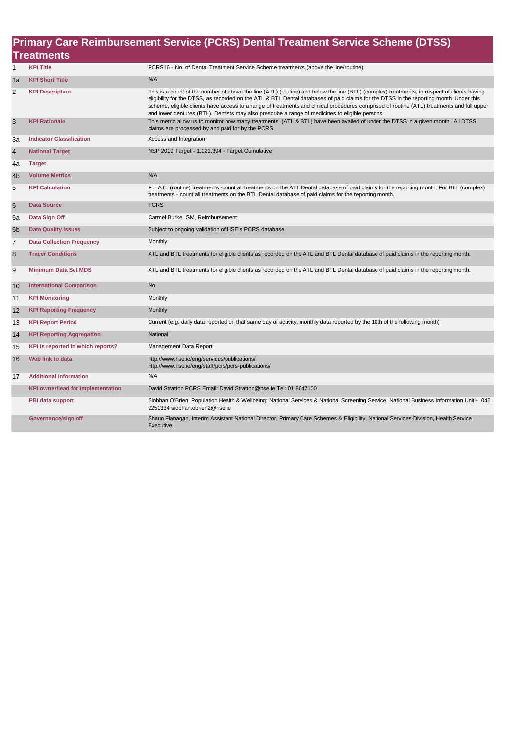## Primary Care Reimbursement Service (PCRS) Dental Treatment Service Scheme (DTSS) Treatments

| | | |
|---|---|---|
| 1 | **KPI Title** | PCRS16 - No. of Dental Treatment Service Scheme treatments (above the line/routine) |
| 1a | **KPI Short Title** | N/A |
| 2 | **KPI Description** | This is a count of the number of above the line (ATL) (routine) and below the line (BTL) (complex) treatments, in respect of clients having eligibility for the DTSS, as recorded on the ATL & BTL Dental databases of paid claims for the DTSS in the reporting month. Under this scheme, eligible clients have access to a range of treatments and clinical procedures comprised of routine (ATL) treatments and full upper and lower dentures (BTL). Dentists may also prescribe a range of medicines to eligible persons. |
| 3 | **KPI Rationale** | This metric allow us to monitor how many treatments (ATL & BTL) have been availed of under the DTSS in a given month. All DTSS claims are processed by and paid for by the PCRS. |
| 3a | **Indicator Classification** | Access and Integration |
| 4 | **National Target** | NSP 2019 Target - 1,121,394 - Target Cumulative |
| 4a | **Target** | |
| 4b | **Volume Metrics** | N/A |
| 5 | **KPI Calculation** | For ATL (routine) treatments -count all treatments on the ATL Dental database of paid claims for the reporting month, For BTL (complex) treatments - count all treatments on the BTL Dental database of paid claims for the reporting month. |
| 6 | **Data Source** | PCRS |
| 6a | **Data Sign Off** | Carmel Burke, GM, Reimbursement |
| 6b | **Data Quality Issues** | Subject to ongoing validation of HSE's PCRS database. |
| 7 | **Data Collection Frequency** | Monthly |
| 8 | **Tracer Conditions** | ATL and BTL treatments for eligible clients as recorded on the ATL and BTL Dental database of paid claims in the reporting month. |
| 9 | **Minimum Data Set MDS** | ATL and BTL treatments for eligible clients as recorded on the ATL and BTL Dental database of paid claims in the reporting month. |
| 10 | **International Comparison** | No |
| 11 | **KPI Monitoring** | Monthly |
| 12 | **KPI Reporting Frequency** | Monthly |
| 13 | **KPI Report Period** | Current (e.g. daily data reported on that same day of activity, monthly data reported by the 10th of the following month) |
| 14 | **KPI Reporting Aggregation** | National |
| 15 | **KPI is reported in which reports?** | Management Data Report |
| 16 | **Web link to data** | http://www.hse.ie/eng/services/publications/ http://www.hse.ie/eng/staff/pcrs/pcrs-publications/ |
| 17 | **Additional Information** | N/A |
| | **KPI owner/lead for implementation** | David Stratton PCRS Email: David.Stratton@hse.ie Tel: 01 8647100 |
| | **PBI data support** | Siobhan O'Brien, Population Health & Wellbeing; National Services & National Screening Service, National Business Information Unit - 046 9251334 siobhan.obrien2@hse.ie |
| | **Governance/sign off** | Shaun Flanagan, Interim Assistant National Director, Primary Care Schemes & Eligibility, National Services Division, Health Service Executive. |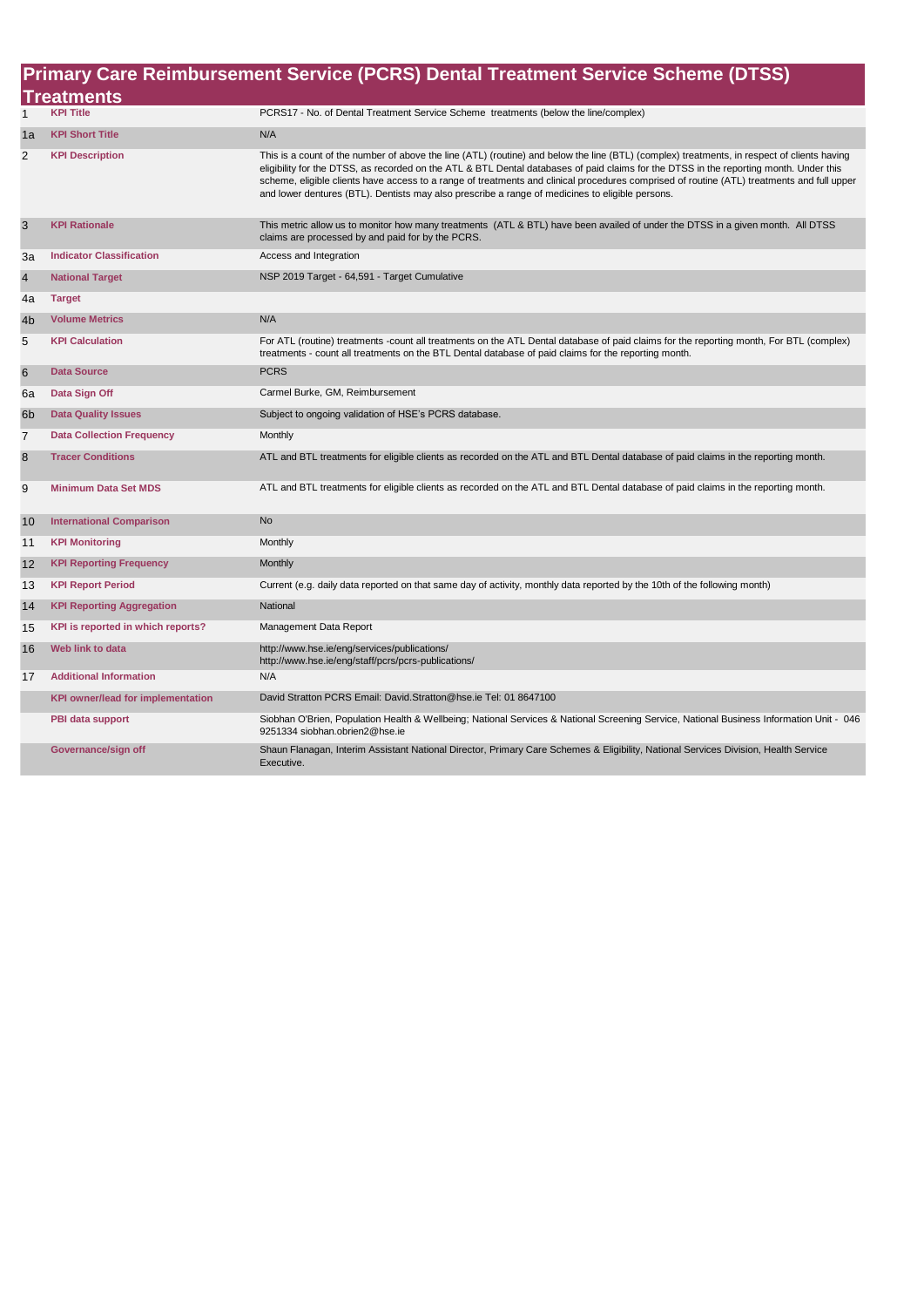# Primary Care Reimbursement Service (PCRS) Dental Treatment Service Scheme (DTSS) Treatments

| | | |
|---|---|---|
| 1 | **KPI Title** | PCRS17 - No. of Dental Treatment Service Scheme treatments (below the line/complex) |
| 1a | **KPI Short Title** | N/A |
| 2 | **KPI Description** | This is a count of the number of above the line (ATL) (routine) and below the line (BTL) (complex) treatments, in respect of clients having eligibility for the DTSS, as recorded on the ATL & BTL Dental databases of paid claims for the DTSS in the reporting month. Under this scheme, eligible clients have access to a range of treatments and clinical procedures comprised of routine (ATL) treatments and full upper and lower dentures (BTL). Dentists may also prescribe a range of medicines to eligible persons. |
| 3 | **KPI Rationale** | This metric allow us to monitor how many treatments (ATL & BTL) have been availed of under the DTSS in a given month. All DTSS claims are processed by and paid for by the PCRS. |
| 3a | **Indicator Classification** | Access and Integration |
| 4 | **National Target** | NSP 2019 Target - 64,591 - Target Cumulative |
| 4a | **Target** | |
| 4b | **Volume Metrics** | N/A |
| 5 | **KPI Calculation** | For ATL (routine) treatments -count all treatments on the ATL Dental database of paid claims for the reporting month, For BTL (complex) treatments - count all treatments on the BTL Dental database of paid claims for the reporting month. |
| 6 | **Data Source** | PCRS |
| 6a | **Data Sign Off** | Carmel Burke, GM, Reimbursement |
| 6b | **Data Quality Issues** | Subject to ongoing validation of HSE's PCRS database. |
| 7 | **Data Collection Frequency** | Monthly |
| 8 | **Tracer Conditions** | ATL and BTL treatments for eligible clients as recorded on the ATL and BTL Dental database of paid claims in the reporting month. |
| 9 | **Minimum Data Set MDS** | ATL and BTL treatments for eligible clients as recorded on the ATL and BTL Dental database of paid claims in the reporting month. |
| 10 | **International Comparison** | No |
| 11 | **KPI Monitoring** | Monthly |
| 12 | **KPI Reporting Frequency** | Monthly |
| 13 | **KPI Report Period** | Current (e.g. daily data reported on that same day of activity, monthly data reported by the 10th of the following month) |
| 14 | **KPI Reporting Aggregation** | National |
| 15 | **KPI is reported in which reports?** | Management Data Report |
| 16 | **Web link to data** | http://www.hse.ie/eng/services/publications/ http://www.hse.ie/eng/staff/pcrs/pcrs-publications/ |
| 17 | **Additional Information** | N/A |
| | **KPI owner/lead for implementation** | David Stratton PCRS Email: David.Stratton@hse.ie Tel: 01 8647100 |
| | **PBI data support** | Siobhan O'Brien, Population Health & Wellbeing; National Services & National Screening Service, National Business Information Unit - 046 9251334 siobhan.obrien2@hse.ie |
| | **Governance/sign off** | Shaun Flanagan, Interim Assistant National Director, Primary Care Schemes & Eligibility, National Services Division, Health Service Executive. |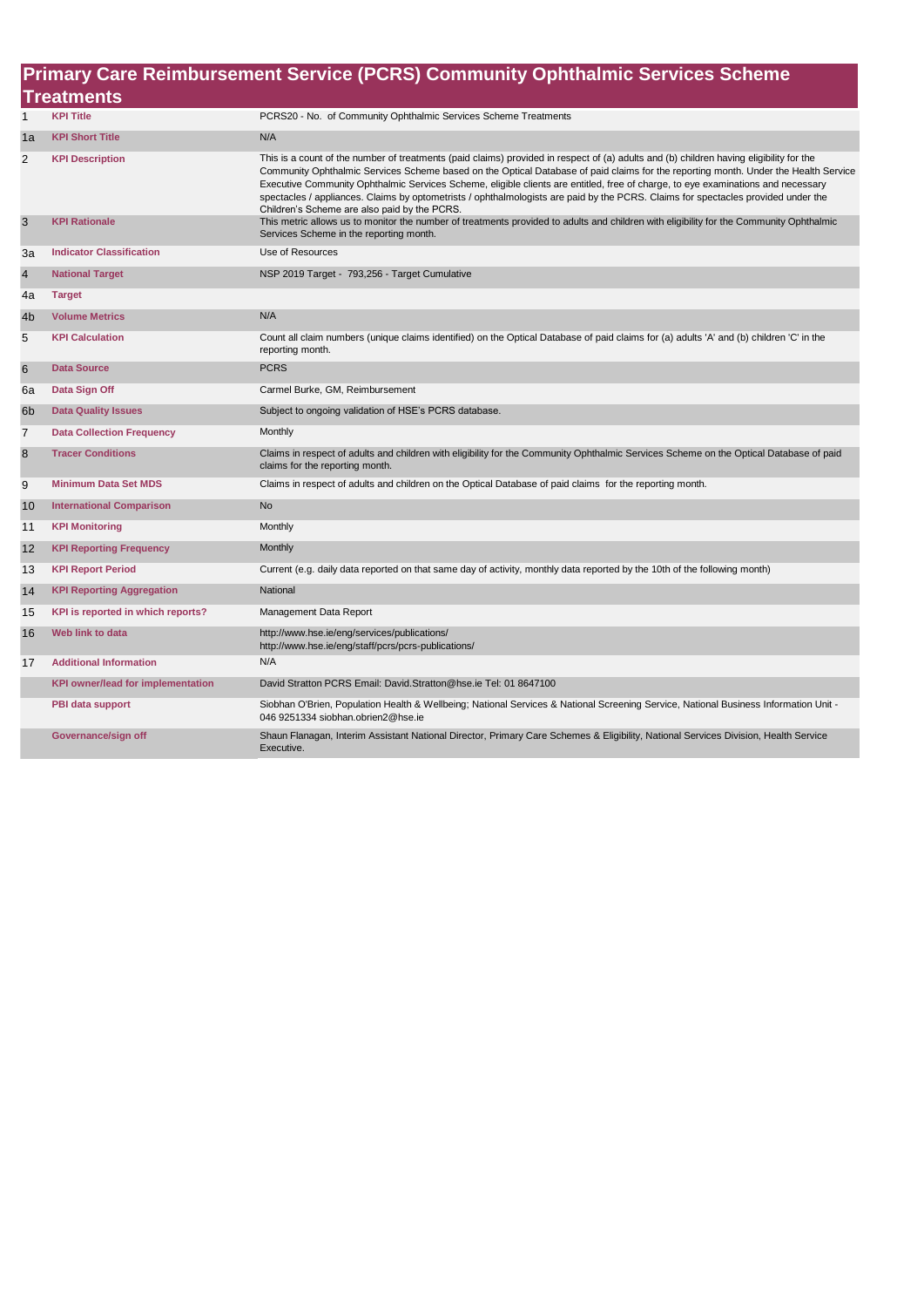## Primary Care Reimbursement Service (PCRS) Community Ophthalmic Services Scheme Treatments

| | | |
|---|---|---|
| 1 | KPI Title | PCRS20 - No. of Community Ophthalmic Services Scheme Treatments |
| 1a | KPI Short Title | N/A |
| 2 | KPI Description | This is a count of the number of treatments (paid claims) provided in respect of (a) adults and (b) children having eligibility for the Community Ophthalmic Services Scheme based on the Optical Database of paid claims for the reporting month. Under the Health Service Executive Community Ophthalmic Services Scheme, eligible clients are entitled, free of charge, to eye examinations and necessary spectacles / appliances. Claims by optometrists / ophthalmologists are paid by the PCRS. Claims for spectacles provided under the Children's Scheme are also paid by the PCRS. |
| 3 | KPI Rationale | This metric allows us to monitor the number of treatments provided to adults and children with eligibility for the Community Ophthalmic Services Scheme in the reporting month. |
| 3a | Indicator Classification | Use of Resources |
| 4 | National Target | NSP 2019 Target - 793,256 - Target Cumulative |
| 4a | Target | |
| 4b | Volume Metrics | N/A |
| 5 | KPI Calculation | Count all claim numbers (unique claims identified) on the Optical Database of paid claims for (a) adults 'A' and (b) children 'C' in the reporting month. |
| 6 | Data Source | PCRS |
| 6a | Data Sign Off | Carmel Burke, GM, Reimbursement |
| 6b | Data Quality Issues | Subject to ongoing validation of HSE's PCRS database. |
| 7 | Data Collection Frequency | Monthly |
| 8 | Tracer Conditions | Claims in respect of adults and children with eligibility for the Community Ophthalmic Services Scheme on the Optical Database of paid claims for the reporting month. |
| 9 | Minimum Data Set MDS | Claims in respect of adults and children on the Optical Database of paid claims for the reporting month. |
| 10 | International Comparison | No |
| 11 | KPI Monitoring | Monthly |
| 12 | KPI Reporting Frequency | Monthly |
| 13 | KPI Report Period | Current (e.g. daily data reported on that same day of activity, monthly data reported by the 10th of the following month) |
| 14 | KPI Reporting Aggregation | National |
| 15 | KPI is reported in which reports? | Management Data Report |
| 16 | Web link to data | http://www.hse.ie/eng/services/publications/ http://www.hse.ie/eng/staff/pcrs/pcrs-publications/ |
| 17 | Additional Information | N/A |
| | KPI owner/lead for implementation | David Stratton PCRS Email: David.Stratton@hse.ie Tel: 01 8647100 |
| | PBI data support | Siobhan O'Brien, Population Health & Wellbeing; National Services & National Screening Service, National Business Information Unit - 046 9251334 siobhan.obrien2@hse.ie |
| | Governance/sign off | Shaun Flanagan, Interim Assistant National Director, Primary Care Schemes & Eligibility, National Services Division, Health Service Executive. |